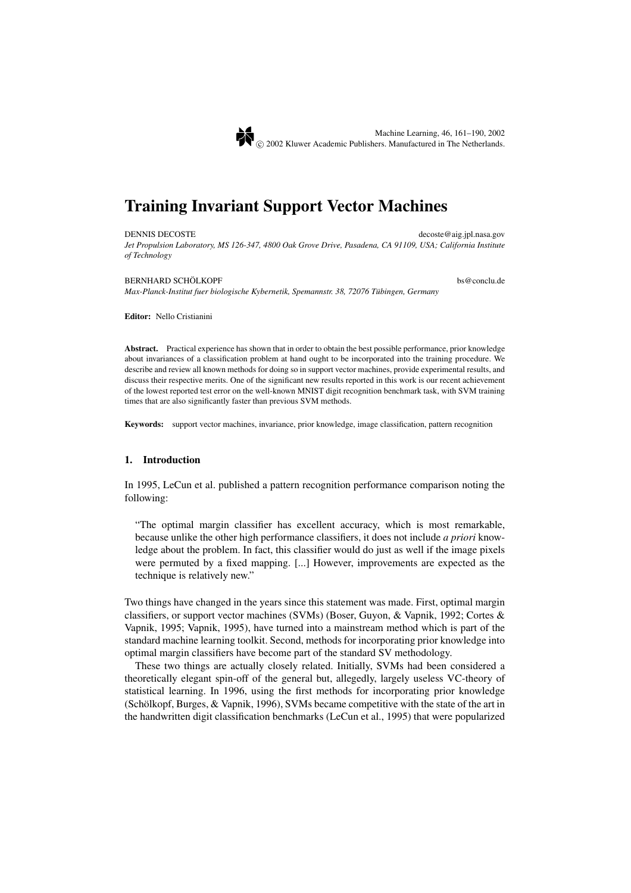# Training Invariant Support Vector Machines

DENNIS DECOSTE decoste@aig.jpl.nasa.gov

*Jet Propulsion Laboratory, MS 126-347, 4800 Oak Grove Drive, Pasadena, CA 91109, USA; California Institute of Technology*

BERNHARD SCHÖLKOPF bs@conclu.de

*Max-Planck-Institut fuer biologische Kybernetik, Spemannstr. 38, 72076 Tübingen, Germany*

**Editor:** Nello Cristianini

**Abstract.** Practical experience has shown that in order to obtain the best possible performance, prior knowledge about invariances of a classification problem at hand ought to be incorporated into the training procedure. We describe and review all known methods for doing so in support vector machines, provide experimental results, and discuss their respective merits. One of the significant new results reported in this work is our recent achievement of the lowest reported test error on the well-known MNIST digit recognition benchmark task, with SVM training times that are also significantly faster than previous SVM methods.

**Keywords:** support vector machines, invariance, prior knowledge, image classification, pattern recognition

## 1. Introduction

In 1995, LeCun et al. published a pattern recognition performance comparison noting the following:

> "The optimal margin classifier has excellent accuracy, which is most remarkable, because unlike the other high performance classifiers, it does not include *a priori* knowledge about the problem. In fact, this classifier would do just as well if the image pixels were permuted by a fixed mapping. [...] However, improvements are expected as the technique is relatively new."

Two things have changed in the years since this statement was made. First, optimal margin classifiers, or support vector machines (SVMs) (Boser, Guyon, & Vapnik, 1992; Cortes & Vapnik, 1995; Vapnik, 1995), have turned into a mainstream method which is part of the standard machine learning toolkit. Second, methods for incorporating prior knowledge into optimal margin classifiers have become part of the standard SV methodology.

These two things are actually closely related. Initially, SVMs had been considered a theoretically elegant spin-off of the general but, allegedly, largely useless VC-theory of statistical learning. In 1996, using the first methods for incorporating prior knowledge (Schölkopf, Burges, & Vapnik, 1996), SVMs became competitive with the state of the art in the handwritten digit classification benchmarks (LeCun et al., 1995) that were popularized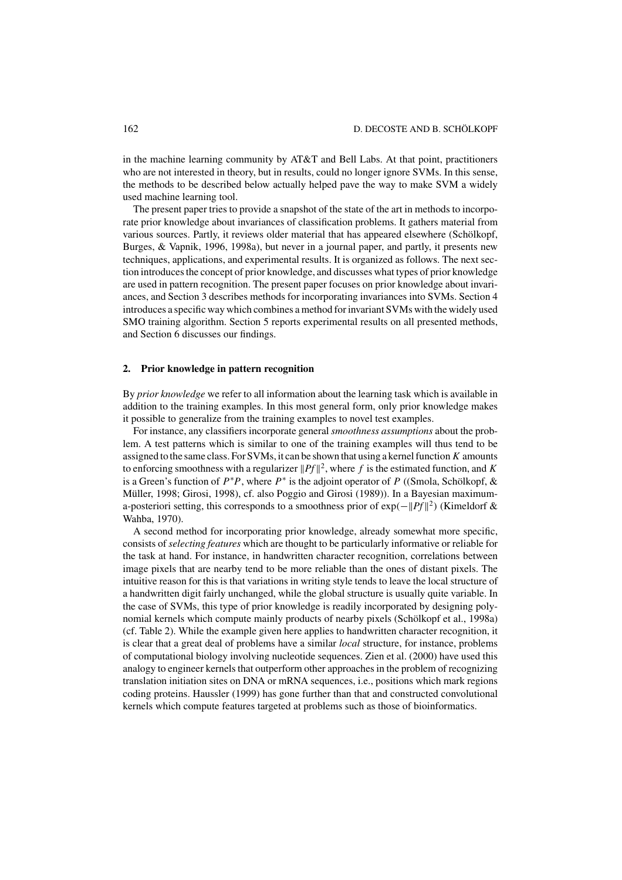in the machine learning community by AT&T and Bell Labs. At that point, practitioners who are not interested in theory, but in results, could no longer ignore SVMs. In this sense, the methods to be described below actually helped pave the way to make SVM a widely used machine learning tool.

The present paper tries to provide a snapshot of the state of the art in methods to incorporate prior knowledge about invariances of classification problems. It gathers material from various sources. Partly, it reviews older material that has appeared elsewhere (Schölkopf, Burges, & Vapnik, 1996, 1998a), but never in a journal paper, and partly, it presents new techniques, applications, and experimental results. It is organized as follows. The next section introduces the concept of prior knowledge, and discusses what types of prior knowledge are used in pattern recognition. The present paper focuses on prior knowledge about invariances, and Section 3 describes methods for incorporating invariances into SVMs. Section 4 introduces a specific way which combines a method for invariant SVMs with the widely used SMO training algorithm. Section 5 reports experimental results on all presented methods, and Section 6 discusses our findings.

## 2. Prior knowledge in pattern recognition

By *prior knowledge* we refer to all information about the learning task which is available in addition to the training examples. In this most general form, only prior knowledge makes it possible to generalize from the training examples to novel test examples.

For instance, any classifiers incorporate general *smoothness assumptions* about the problem. A test patterns which is similar to one of the training examples will thus tend to be assigned to the same class. For SVMs, it can be shown that using a kernel function $K$ amounts to enforcing smoothness with a regularizer $\|Pf\|^2$, where $f$ is the estimated function, and $K$ is a Green's function of $P^*P$, where $P^*$ is the adjoint operator of $P$ ((Smola, Schölkopf, & Müller, 1998; Girosi, 1998), cf. also Poggio and Girosi (1989)). In a Bayesian maximum-a-posteriori setting, this corresponds to a smoothness prior of $\exp(-\|Pf\|^2)$ (Kimeldorf & Wahba, 1970).

A second method for incorporating prior knowledge, already somewhat more specific, consists of *selecting features* which are thought to be particularly informative or reliable for the task at hand. For instance, in handwritten character recognition, correlations between image pixels that are nearby tend to be more reliable than the ones of distant pixels. The intuitive reason for this is that variations in writing style tends to leave the local structure of a handwritten digit fairly unchanged, while the global structure is usually quite variable. In the case of SVMs, this type of prior knowledge is readily incorporated by designing polynomial kernels which compute mainly products of nearby pixels (Schölkopf et al., 1998a) (cf. Table 2). While the example given here applies to handwritten character recognition, it is clear that a great deal of problems have a similar *local* structure, for instance, problems of computational biology involving nucleotide sequences. Zien et al. (2000) have used this analogy to engineer kernels that outperform other approaches in the problem of recognizing translation initiation sites on DNA or mRNA sequences, i.e., positions which mark regions coding proteins. Haussler (1999) has gone further than that and constructed convolutional kernels which compute features targeted at problems such as those of bioinformatics.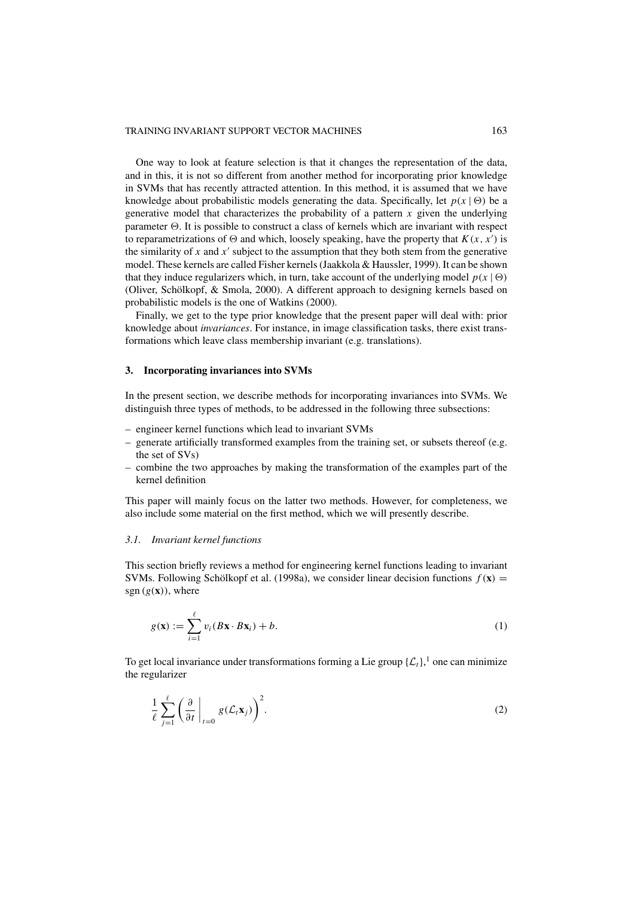One way to look at feature selection is that it changes the representation of the data, and in this, it is not so different from another method for incorporating prior knowledge in SVMs that has recently attracted attention. In this method, it is assumed that we have knowledge about probabilistic models generating the data. Specifically, let $p(x \mid \Theta)$ be a generative model that characterizes the probability of a pattern $x$ given the underlying parameter $\Theta$. It is possible to construct a class of kernels which are invariant with respect to reparametrizations of $\Theta$ and which, loosely speaking, have the property that $K(x, x')$ is the similarity of $x$ and $x'$ subject to the assumption that they both stem from the generative model. These kernels are called Fisher kernels (Jaakkola & Haussler, 1999). It can be shown that they induce regularizers which, in turn, take account of the underlying model $p(x \mid \Theta)$ (Oliver, Schölkopf, & Smola, 2000). A different approach to designing kernels based on probabilistic models is the one of Watkins (2000).

Finally, we get to the type prior knowledge that the present paper will deal with: prior knowledge about *invariances*. For instance, in image classification tasks, there exist transformations which leave class membership invariant (e.g. translations).

## 3. Incorporating invariances into SVMs

In the present section, we describe methods for incorporating invariances into SVMs. We distinguish three types of methods, to be addressed in the following three subsections:

– engineer kernel functions which lead to invariant SVMs
– generate artificially transformed examples from the training set, or subsets thereof (e.g. the set of SVs)
– combine the two approaches by making the transformation of the examples part of the kernel definition

This paper will mainly focus on the latter two methods. However, for completeness, we also include some material on the first method, which we will presently describe.

### *3.1. Invariant kernel functions*

This section briefly reviews a method for engineering kernel functions leading to invariant SVMs. Following Schölkopf et al. (1998a), we consider linear decision functions $f(\mathbf{x}) = \operatorname{sgn}(g(\mathbf{x}))$, where

$$g(\mathbf{x}) := \sum_{i=1}^{\ell} v_i (B\mathbf{x} \cdot B\mathbf{x}_i) + b. \tag{1}$$

To get local invariance under transformations forming a Lie group $\{\mathcal{L}_t\}$,[1] one can minimize the regularizer

$$\frac{1}{\ell} \sum_{j=1}^{\ell} \left( \frac{\partial}{\partial t} \bigg|_{t=0} g(\mathcal{L}_t \mathbf{x}_j) \right)^2. \tag{2}$$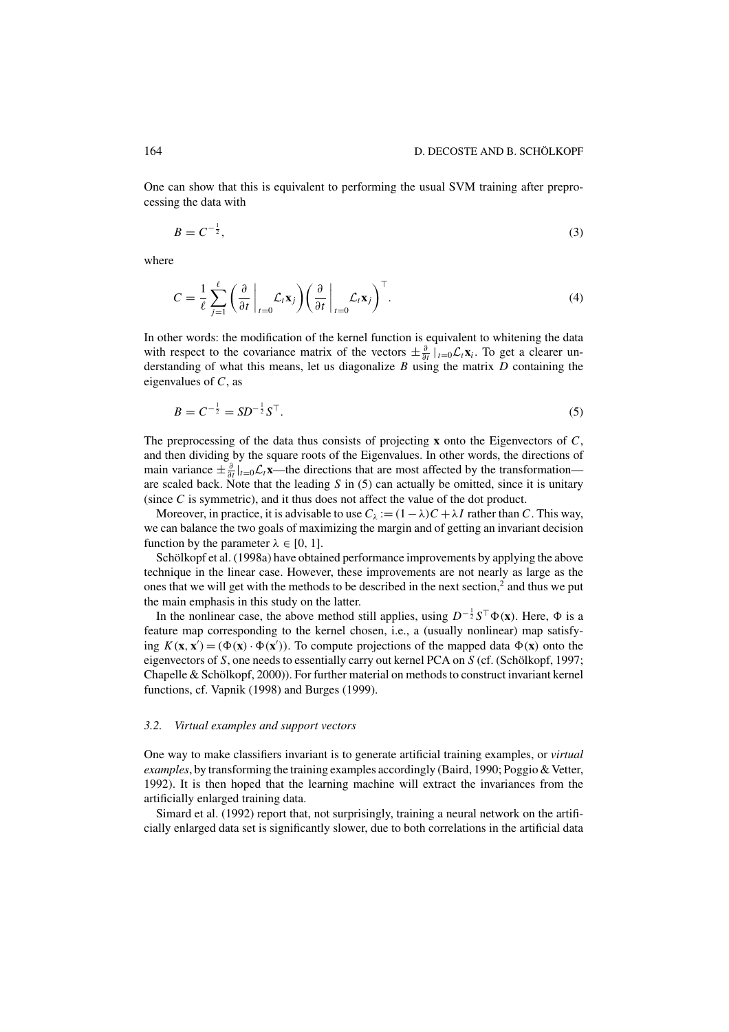One can show that this is equivalent to performing the usual SVM training after preprocessing the data with

$$B = C^{-\frac{1}{2}}, \tag{3}$$

where

$$C = \frac{1}{\ell} \sum_{j=1}^{\ell} \left( \frac{\partial}{\partial t} \bigg|_{t=0} \mathcal{L}_t \mathbf{x}_j \right) \left( \frac{\partial}{\partial t} \bigg|_{t=0} \mathcal{L}_t \mathbf{x}_j \right)^{\top}. \tag{4}$$

In other words: the modification of the kernel function is equivalent to whitening the data with respect to the covariance matrix of the vectors $\pm \frac{\partial}{\partial t} |_{t=0} \mathcal{L}_t \mathbf{x}_i$. To get a clearer understanding of what this means, let us diagonalize $B$ using the matrix $D$ containing the eigenvalues of $C$, as

$$B = C^{-\frac{1}{2}} = SD^{-\frac{1}{2}} S^{\top}. \tag{5}$$

The preprocessing of the data thus consists of projecting $\mathbf{x}$ onto the Eigenvectors of $C$, and then dividing by the square roots of the Eigenvalues. In other words, the directions of main variance $\pm \frac{\partial}{\partial t} |_{t=0} \mathcal{L}_t \mathbf{x}$—the directions that are most affected by the transformation—are scaled back. Note that the leading $S$ in (5) can actually be omitted, since it is unitary (since $C$ is symmetric), and it thus does not affect the value of the dot product.

Moreover, in practice, it is advisable to use $C_\lambda := (1 - \lambda)C + \lambda I$ rather than $C$. This way, we can balance the two goals of maximizing the margin and of getting an invariant decision function by the parameter $\lambda \in [0, 1]$.

Schölkopf et al. (1998a) have obtained performance improvements by applying the above technique in the linear case. However, these improvements are not nearly as large as the ones that we will get with the methods to be described in the next section,[2] and thus we put the main emphasis in this study on the latter.

In the nonlinear case, the above method still applies, using $D^{-\frac{1}{2}} S^{\top} \Phi(\mathbf{x})$. Here, $\Phi$ is a feature map corresponding to the kernel chosen, i.e., a (usually nonlinear) map satisfying $K(\mathbf{x}, \mathbf{x}') = (\Phi(\mathbf{x}) \cdot \Phi(\mathbf{x}'))$. To compute projections of the mapped data $\Phi(\mathbf{x})$ onto the eigenvectors of $S$, one needs to essentially carry out kernel PCA on $S$ (cf. (Schölkopf, 1997; Chapelle & Schölkopf, 2000)). For further material on methods to construct invariant kernel functions, cf. Vapnik (1998) and Burges (1999).

### 3.2. Virtual examples and support vectors

One way to make classifiers invariant is to generate artificial training examples, or *virtual examples*, by transforming the training examples accordingly (Baird, 1990; Poggio & Vetter, 1992). It is then hoped that the learning machine will extract the invariances from the artificially enlarged training data.

Simard et al. (1992) report that, not surprisingly, training a neural network on the artificially enlarged data set is significantly slower, due to both correlations in the artificial data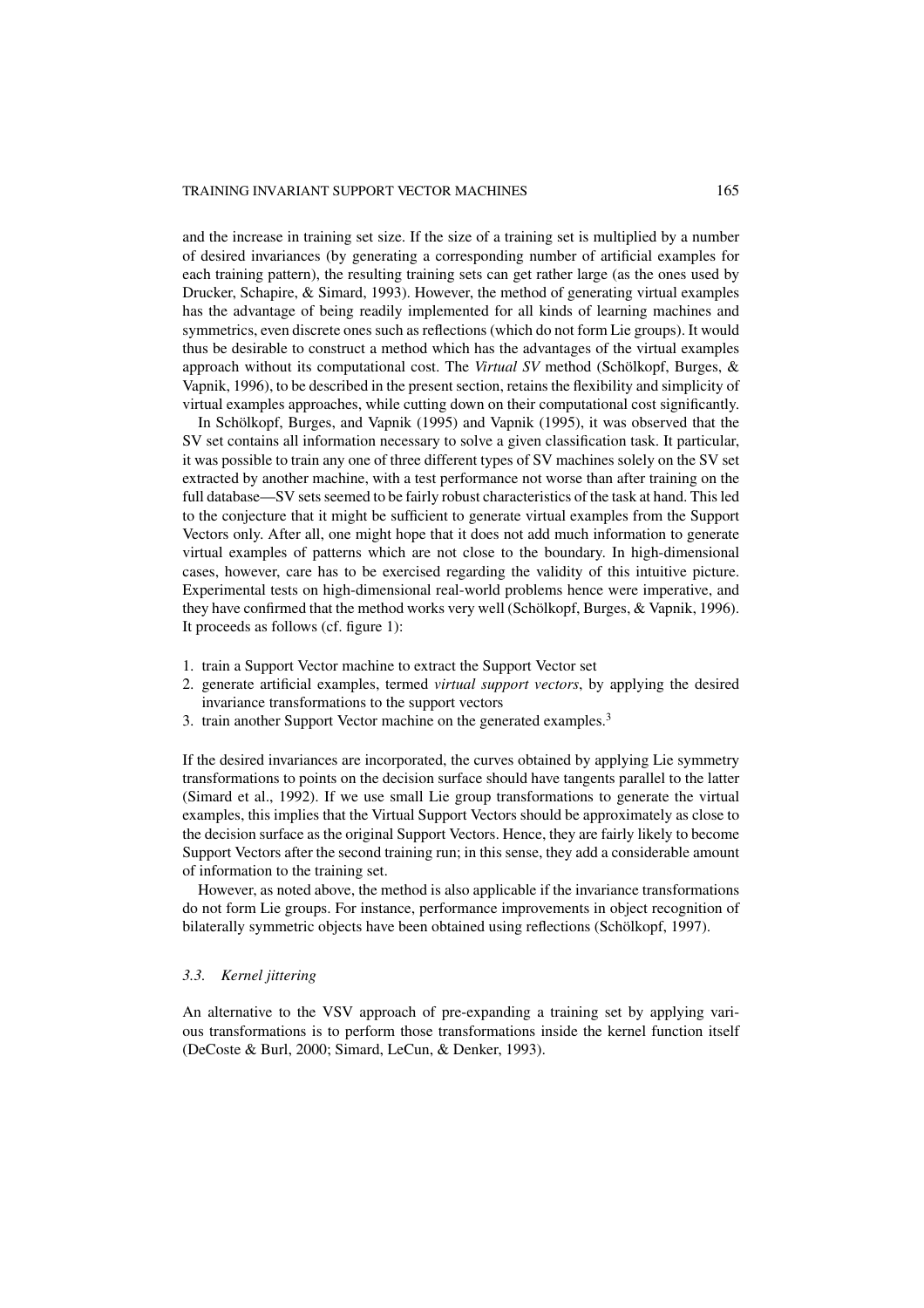and the increase in training set size. If the size of a training set is multiplied by a number of desired invariances (by generating a corresponding number of artificial examples for each training pattern), the resulting training sets can get rather large (as the ones used by Drucker, Schapire, & Simard, 1993). However, the method of generating virtual examples has the advantage of being readily implemented for all kinds of learning machines and symmetrics, even discrete ones such as reflections (which do not form Lie groups). It would thus be desirable to construct a method which has the advantages of the virtual examples approach without its computational cost. The *Virtual SV* method (Schölkopf, Burges, & Vapnik, 1996), to be described in the present section, retains the flexibility and simplicity of virtual examples approaches, while cutting down on their computational cost significantly.

In Schölkopf, Burges, and Vapnik (1995) and Vapnik (1995), it was observed that the SV set contains all information necessary to solve a given classification task. It particular, it was possible to train any one of three different types of SV machines solely on the SV set extracted by another machine, with a test performance not worse than after training on the full database—SV sets seemed to be fairly robust characteristics of the task at hand. This led to the conjecture that it might be sufficient to generate virtual examples from the Support Vectors only. After all, one might hope that it does not add much information to generate virtual examples of patterns which are not close to the boundary. In high-dimensional cases, however, care has to be exercised regarding the validity of this intuitive picture. Experimental tests on high-dimensional real-world problems hence were imperative, and they have confirmed that the method works very well (Schölkopf, Burges, & Vapnik, 1996). It proceeds as follows (cf. figure 1):

1. train a Support Vector machine to extract the Support Vector set
2. generate artificial examples, termed *virtual support vectors*, by applying the desired invariance transformations to the support vectors
3. train another Support Vector machine on the generated examples.[3]

If the desired invariances are incorporated, the curves obtained by applying Lie symmetry transformations to points on the decision surface should have tangents parallel to the latter (Simard et al., 1992). If we use small Lie group transformations to generate the virtual examples, this implies that the Virtual Support Vectors should be approximately as close to the decision surface as the original Support Vectors. Hence, they are fairly likely to become Support Vectors after the second training run; in this sense, they add a considerable amount of information to the training set.

However, as noted above, the method is also applicable if the invariance transformations do not form Lie groups. For instance, performance improvements in object recognition of bilaterally symmetric objects have been obtained using reflections (Schölkopf, 1997).

### *3.3. Kernel jittering*

An alternative to the VSV approach of pre-expanding a training set by applying various transformations is to perform those transformations inside the kernel function itself (DeCoste & Burl, 2000; Simard, LeCun, & Denker, 1993).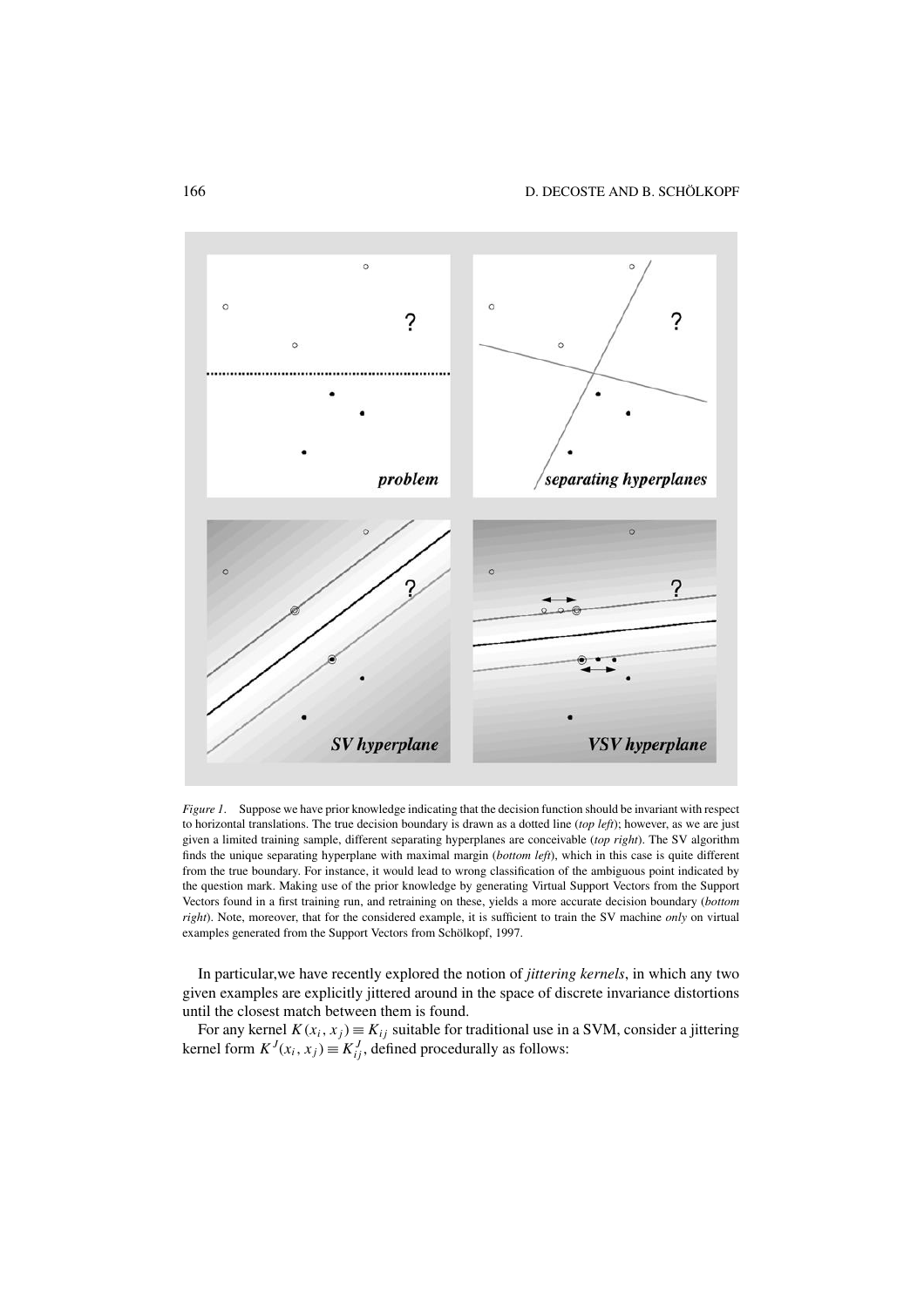*Figure 1*. Suppose we have prior knowledge indicating that the decision function should be invariant with respect to horizontal translations. The true decision boundary is drawn as a dotted line (*top left*); however, as we are just given a limited training sample, different separating hyperplanes are conceivable (*top right*). The SV algorithm finds the unique separating hyperplane with maximal margin (*bottom left*), which in this case is quite different from the true boundary. For instance, it would lead to wrong classification of the ambiguous point indicated by the question mark. Making use of the prior knowledge by generating Virtual Support Vectors from the Support Vectors found in a first training run, and retraining on these, yields a more accurate decision boundary (*bottom right*). Note, moreover, that for the considered example, it is sufficient to train the SV machine *only* on virtual examples generated from the Support Vectors from Schölkopf, 1997.

In particular,we have recently explored the notion of *jittering kernels*, in which any two given examples are explicitly jittered around in the space of discrete invariance distortions until the closest match between them is found.

For any kernel $K(x_i, x_j) \equiv K_{ij}$ suitable for traditional use in a SVM, consider a jittering kernel form $K^J(x_i, x_j) \equiv K^J_{ij}$, defined procedurally as follows: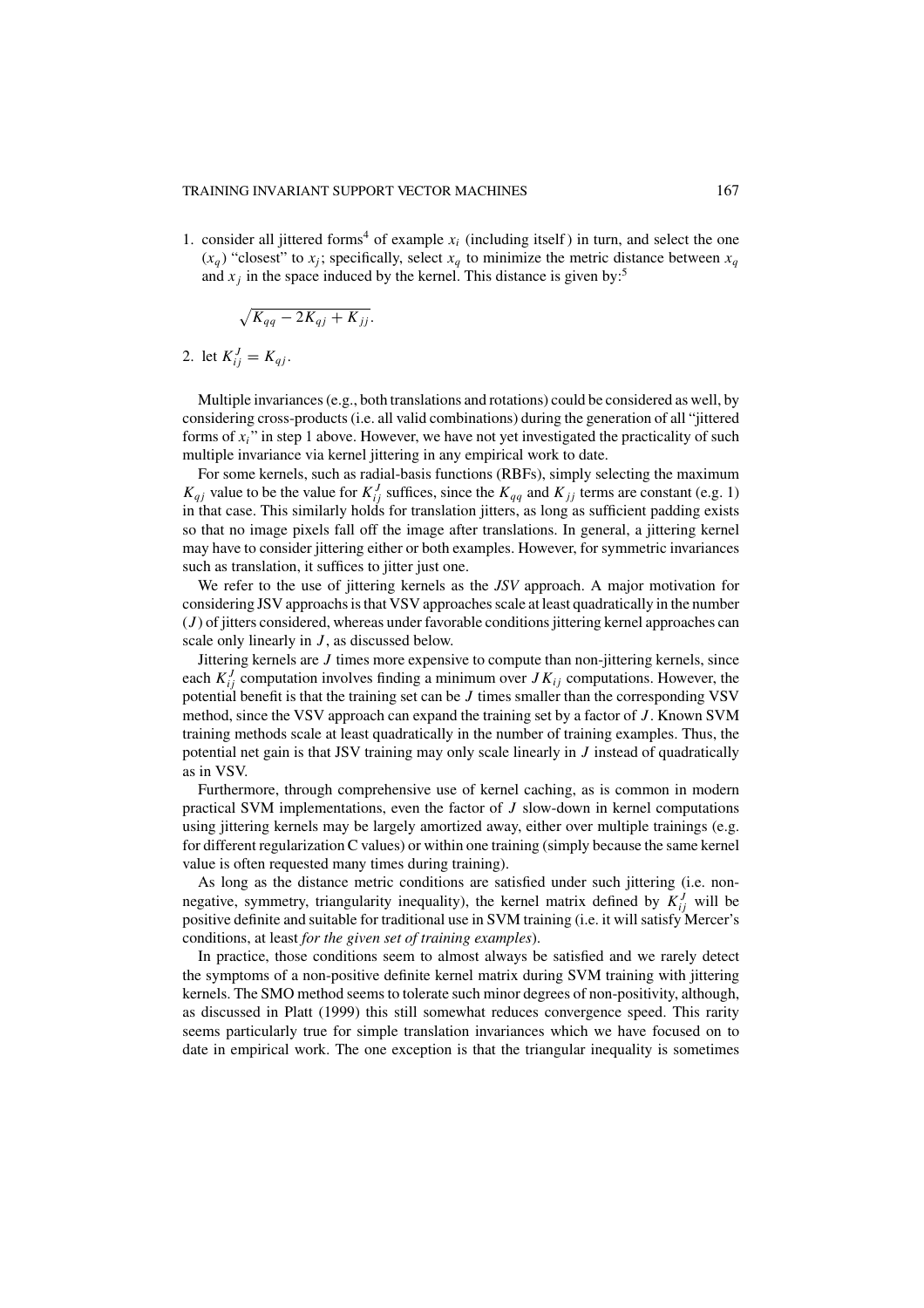1. consider all jittered forms[4] of example $x_i$ (including itself) in turn, and select the one ($x_q$) "closest" to $x_j$; specifically, select $x_q$ to minimize the metric distance between $x_q$ and $x_j$ in the space induced by the kernel. This distance is given by:[5]

$$\sqrt{K_{qq} - 2K_{qj} + K_{jj}}.$$

2. let $K_{ij}^J = K_{qj}$.

Multiple invariances (e.g., both translations and rotations) could be considered as well, by considering cross-products (i.e. all valid combinations) during the generation of all "jittered forms of $x_i$" in step 1 above. However, we have not yet investigated the practicality of such multiple invariance via kernel jittering in any empirical work to date.

For some kernels, such as radial-basis functions (RBFs), simply selecting the maximum $K_{qj}$ value to be the value for $K_{ij}^J$ suffices, since the $K_{qq}$ and $K_{jj}$ terms are constant (e.g. 1) in that case. This similarly holds for translation jitters, as long as sufficient padding exists so that no image pixels fall off the image after translations. In general, a jittering kernel may have to consider jittering either or both examples. However, for symmetric invariances such as translation, it suffices to jitter just one.

We refer to the use of jittering kernels as the *JSV* approach. A major motivation for considering JSV approachs is that VSV approaches scale at least quadratically in the number ($J$) of jitters considered, whereas under favorable conditions jittering kernel approaches can scale only linearly in $J$, as discussed below.

Jittering kernels are $J$ times more expensive to compute than non-jittering kernels, since each $K_{ij}^J$ computation involves finding a minimum over $J\,K_{ij}$ computations. However, the potential benefit is that the training set can be $J$ times smaller than the corresponding VSV method, since the VSV approach can expand the training set by a factor of $J$. Known SVM training methods scale at least quadratically in the number of training examples. Thus, the potential net gain is that JSV training may only scale linearly in $J$ instead of quadratically as in VSV.

Furthermore, through comprehensive use of kernel caching, as is common in modern practical SVM implementations, even the factor of $J$ slow-down in kernel computations using jittering kernels may be largely amortized away, either over multiple trainings (e.g. for different regularization C values) or within one training (simply because the same kernel value is often requested many times during training).

As long as the distance metric conditions are satisfied under such jittering (i.e. non-negative, symmetry, triangularity inequality), the kernel matrix defined by $K_{ij}^J$ will be positive definite and suitable for traditional use in SVM training (i.e. it will satisfy Mercer's conditions, at least *for the given set of training examples*).

In practice, those conditions seem to almost always be satisfied and we rarely detect the symptoms of a non-positive definite kernel matrix during SVM training with jittering kernels. The SMO method seems to tolerate such minor degrees of non-positivity, although, as discussed in Platt (1999) this still somewhat reduces convergence speed. This rarity seems particularly true for simple translation invariances which we have focused on to date in empirical work. The one exception is that the triangular inequality is sometimes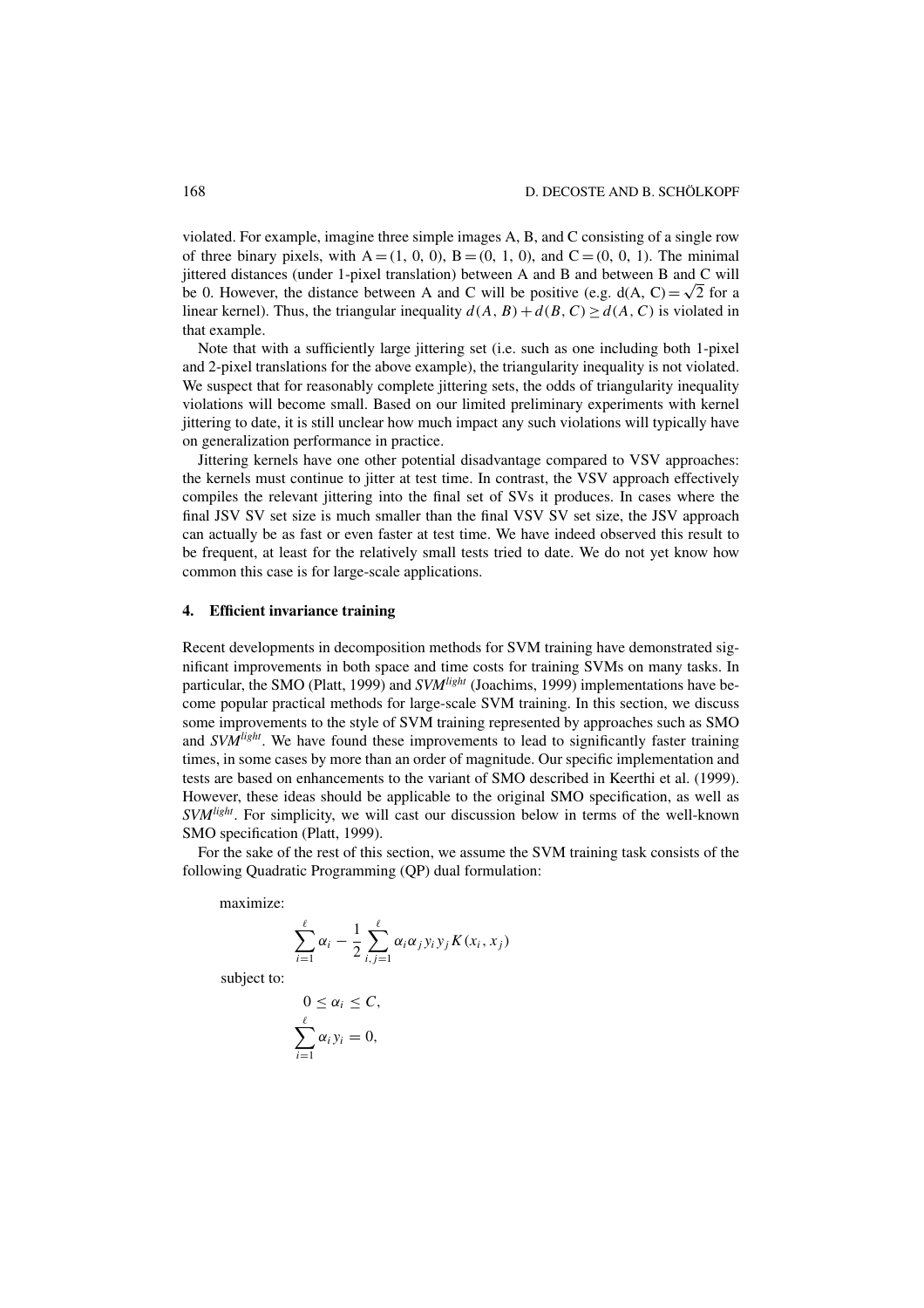violated. For example, imagine three simple images A, B, and C consisting of a single row of three binary pixels, with A = (1, 0, 0), B = (0, 1, 0), and C = (0, 0, 1). The minimal jittered distances (under 1-pixel translation) between A and B and between B and C will be 0. However, the distance between A and C will be positive (e.g. d(A, C) = $\sqrt{2}$ for a linear kernel). Thus, the triangular inequality $d(A, B) + d(B, C) \geq d(A, C)$ is violated in that example.

Note that with a sufficiently large jittering set (i.e. such as one including both 1-pixel and 2-pixel translations for the above example), the triangularity inequality is not violated. We suspect that for reasonably complete jittering sets, the odds of triangularity inequality violations will become small. Based on our limited preliminary experiments with kernel jittering to date, it is still unclear how much impact any such violations will typically have on generalization performance in practice.

Jittering kernels have one other potential disadvantage compared to VSV approaches: the kernels must continue to jitter at test time. In contrast, the VSV approach effectively compiles the relevant jittering into the final set of SVs it produces. In cases where the final JSV SV set size is much smaller than the final VSV SV set size, the JSV approach can actually be as fast or even faster at test time. We have indeed observed this result to be frequent, at least for the relatively small tests tried to date. We do not yet know how common this case is for large-scale applications.

## 4. Efficient invariance training

Recent developments in decomposition methods for SVM training have demonstrated significant improvements in both space and time costs for training SVMs on many tasks. In particular, the SMO (Platt, 1999) and *SVM$^{light}$* (Joachims, 1999) implementations have become popular practical methods for large-scale SVM training. In this section, we discuss some improvements to the style of SVM training represented by approaches such as SMO and *SVM$^{light}$*. We have found these improvements to lead to significantly faster training times, in some cases by more than an order of magnitude. Our specific implementation and tests are based on enhancements to the variant of SMO described in Keerthi et al. (1999). However, these ideas should be applicable to the original SMO specification, as well as *SVM$^{light}$*. For simplicity, we will cast our discussion below in terms of the well-known SMO specification (Platt, 1999).

For the sake of the rest of this section, we assume the SVM training task consists of the following Quadratic Programming (QP) dual formulation:

maximize:

$$\sum_{i=1}^{\ell} \alpha_i - \frac{1}{2} \sum_{i,j=1}^{\ell} \alpha_i \alpha_j y_i y_j K(x_i, x_j)$$

subject to:

$$0 \leq \alpha_i \leq C,$$

$$\sum_{i=1}^{\ell} \alpha_i y_i = 0,$$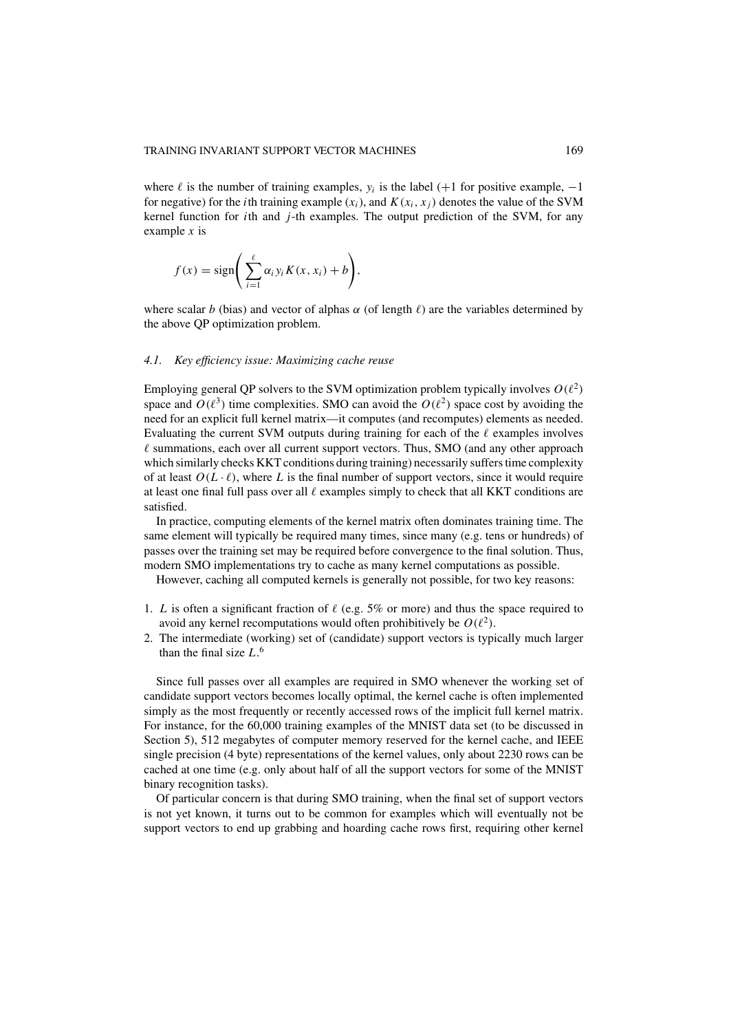where $\ell$ is the number of training examples, $y_i$ is the label (+1 for positive example, −1 for negative) for the $i$th training example ($x_i$), and $K(x_i, x_j)$ denotes the value of the SVM kernel function for $i$th and $j$-th examples. The output prediction of the SVM, for any example $x$ is

$$f(x) = \text{sign}\left( \sum_{i=1}^{\ell} \alpha_i y_i K(x, x_i) + b \right),$$

where scalar $b$ (bias) and vector of alphas $\alpha$ (of length $\ell$) are the variables determined by the above QP optimization problem.

### *4.1. Key efficiency issue: Maximizing cache reuse*

Employing general QP solvers to the SVM optimization problem typically involves $O(\ell^2)$ space and $O(\ell^3)$ time complexities. SMO can avoid the $O(\ell^2)$ space cost by avoiding the need for an explicit full kernel matrix—it computes (and recomputes) elements as needed. Evaluating the current SVM outputs during training for each of the $\ell$ examples involves $\ell$ summations, each over all current support vectors. Thus, SMO (and any other approach which similarly checks KKT conditions during training) necessarily suffers time complexity of at least $O(L \cdot \ell)$, where $L$ is the final number of support vectors, since it would require at least one final full pass over all $\ell$ examples simply to check that all KKT conditions are satisfied.

In practice, computing elements of the kernel matrix often dominates training time. The same element will typically be required many times, since many (e.g. tens or hundreds) of passes over the training set may be required before convergence to the final solution. Thus, modern SMO implementations try to cache as many kernel computations as possible.

However, caching all computed kernels is generally not possible, for two key reasons:

1. $L$ is often a significant fraction of $\ell$ (e.g. 5% or more) and thus the space required to avoid any kernel recomputations would often prohibitively be $O(\ell^2)$.
2. The intermediate (working) set of (candidate) support vectors is typically much larger than the final size $L$.[6]

Since full passes over all examples are required in SMO whenever the working set of candidate support vectors becomes locally optimal, the kernel cache is often implemented simply as the most frequently or recently accessed rows of the implicit full kernel matrix. For instance, for the 60,000 training examples of the MNIST data set (to be discussed in Section 5), 512 megabytes of computer memory reserved for the kernel cache, and IEEE single precision (4 byte) representations of the kernel values, only about 2230 rows can be cached at one time (e.g. only about half of all the support vectors for some of the MNIST binary recognition tasks).

Of particular concern is that during SMO training, when the final set of support vectors is not yet known, it turns out to be common for examples which will eventually not be support vectors to end up grabbing and hoarding cache rows first, requiring other kernel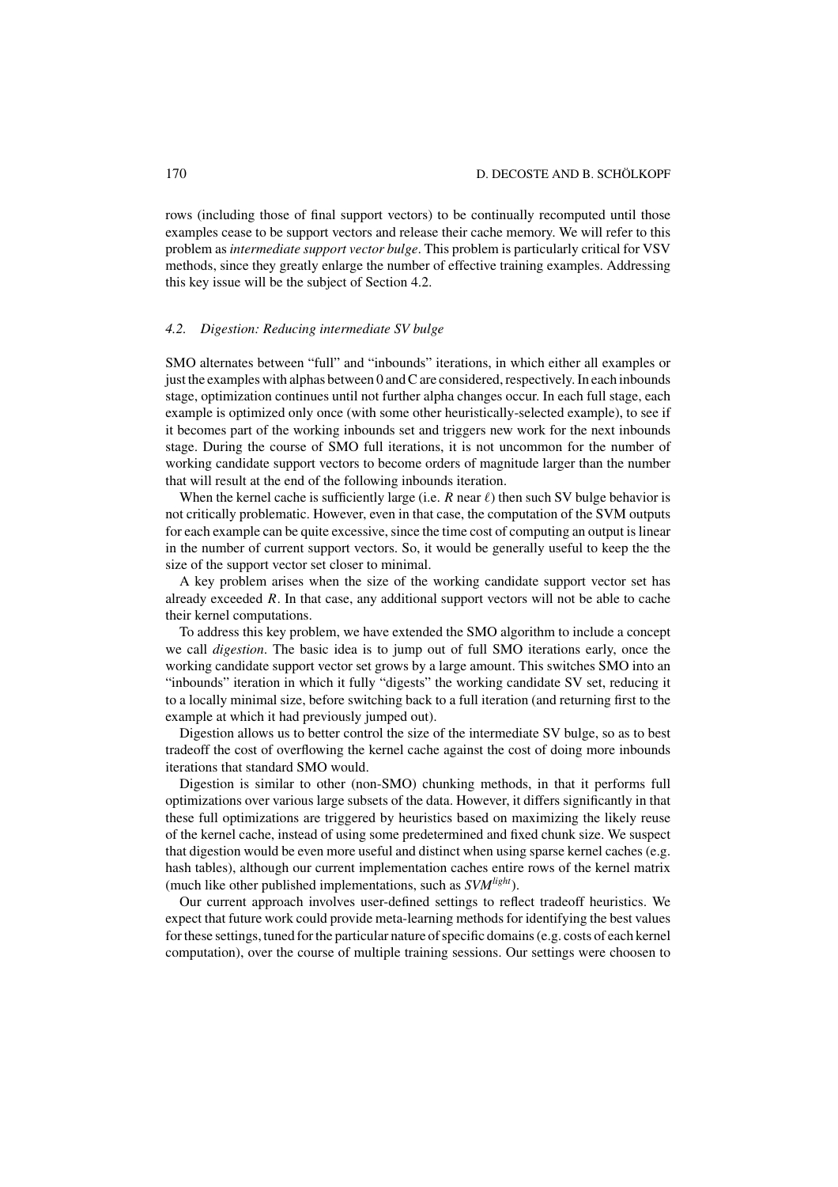rows (including those of final support vectors) to be continually recomputed until those examples cease to be support vectors and release their cache memory. We will refer to this problem as *intermediate support vector bulge*. This problem is particularly critical for VSV methods, since they greatly enlarge the number of effective training examples. Addressing this key issue will be the subject of Section 4.2.

### *4.2. Digestion: Reducing intermediate SV bulge*

SMO alternates between "full" and "inbounds" iterations, in which either all examples or just the examples with alphas between 0 and C are considered, respectively. In each inbounds stage, optimization continues until not further alpha changes occur. In each full stage, each example is optimized only once (with some other heuristically-selected example), to see if it becomes part of the working inbounds set and triggers new work for the next inbounds stage. During the course of SMO full iterations, it is not uncommon for the number of working candidate support vectors to become orders of magnitude larger than the number that will result at the end of the following inbounds iteration.

When the kernel cache is sufficiently large (i.e. $R$ near $\ell$) then such SV bulge behavior is not critically problematic. However, even in that case, the computation of the SVM outputs for each example can be quite excessive, since the time cost of computing an output is linear in the number of current support vectors. So, it would be generally useful to keep the the size of the support vector set closer to minimal.

A key problem arises when the size of the working candidate support vector set has already exceeded $R$. In that case, any additional support vectors will not be able to cache their kernel computations.

To address this key problem, we have extended the SMO algorithm to include a concept we call *digestion*. The basic idea is to jump out of full SMO iterations early, once the working candidate support vector set grows by a large amount. This switches SMO into an "inbounds" iteration in which it fully "digests" the working candidate SV set, reducing it to a locally minimal size, before switching back to a full iteration (and returning first to the example at which it had previously jumped out).

Digestion allows us to better control the size of the intermediate SV bulge, so as to best tradeoff the cost of overflowing the kernel cache against the cost of doing more inbounds iterations that standard SMO would.

Digestion is similar to other (non-SMO) chunking methods, in that it performs full optimizations over various large subsets of the data. However, it differs significantly in that these full optimizations are triggered by heuristics based on maximizing the likely reuse of the kernel cache, instead of using some predetermined and fixed chunk size. We suspect that digestion would be even more useful and distinct when using sparse kernel caches (e.g. hash tables), although our current implementation caches entire rows of the kernel matrix (much like other published implementations, such as *SVM*$^{light}$).

Our current approach involves user-defined settings to reflect tradeoff heuristics. We expect that future work could provide meta-learning methods for identifying the best values for these settings, tuned for the particular nature of specific domains (e.g. costs of each kernel computation), over the course of multiple training sessions. Our settings were choosen to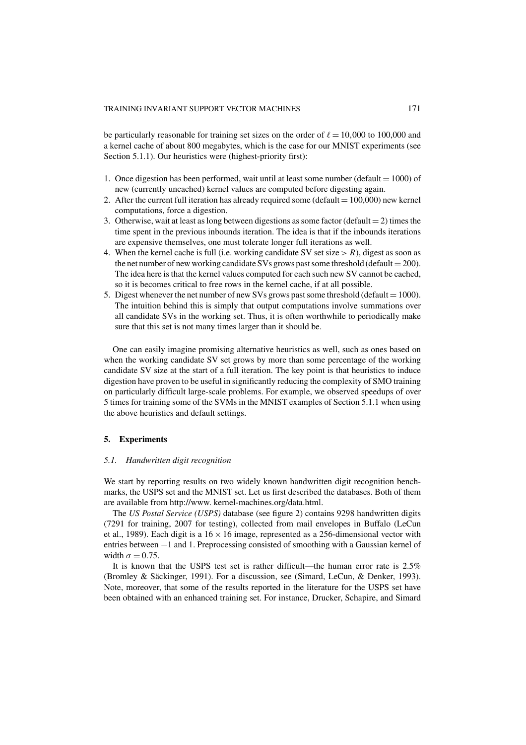be particularly reasonable for training set sizes on the order of $\ell = 10{,}000$ to 100,000 and a kernel cache of about 800 megabytes, which is the case for our MNIST experiments (see Section 5.1.1). Our heuristics were (highest-priority first):

1. Once digestion has been performed, wait until at least some number (default = 1000) of new (currently uncached) kernel values are computed before digesting again.
2. After the current full iteration has already required some (default = 100,000) new kernel computations, force a digestion.
3. Otherwise, wait at least as long between digestions as some factor (default = 2) times the time spent in the previous inbounds iteration. The idea is that if the inbounds iterations are expensive themselves, one must tolerate longer full iterations as well.
4. When the kernel cache is full (i.e. working candidate SV set size $> R$), digest as soon as the net number of new working candidate SVs grows past some threshold (default = 200). The idea here is that the kernel values computed for each such new SV cannot be cached, so it is becomes critical to free rows in the kernel cache, if at all possible.
5. Digest whenever the net number of new SVs grows past some threshold (default = 1000). The intuition behind this is simply that output computations involve summations over all candidate SVs in the working set. Thus, it is often worthwhile to periodically make sure that this set is not many times larger than it should be.

One can easily imagine promising alternative heuristics as well, such as ones based on when the working candidate SV set grows by more than some percentage of the working candidate SV size at the start of a full iteration. The key point is that heuristics to induce digestion have proven to be useful in significantly reducing the complexity of SMO training on particularly difficult large-scale problems. For example, we observed speedups of over 5 times for training some of the SVMs in the MNIST examples of Section 5.1.1 when using the above heuristics and default settings.

## 5. Experiments

### *5.1. Handwritten digit recognition*

We start by reporting results on two widely known handwritten digit recognition benchmarks, the USPS set and the MNIST set. Let us first described the databases. Both of them are available from http://www. kernel-machines.org/data.html.

The *US Postal Service (USPS)* database (see figure 2) contains 9298 handwritten digits (7291 for training, 2007 for testing), collected from mail envelopes in Buffalo (LeCun et al., 1989). Each digit is a $16 \times 16$ image, represented as a 256-dimensional vector with entries between $-1$ and 1. Preprocessing consisted of smoothing with a Gaussian kernel of width $\sigma = 0.75$.

It is known that the USPS test set is rather difficult—the human error rate is 2.5% (Bromley & Säckinger, 1991). For a discussion, see (Simard, LeCun, & Denker, 1993). Note, moreover, that some of the results reported in the literature for the USPS set have been obtained with an enhanced training set. For instance, Drucker, Schapire, and Simard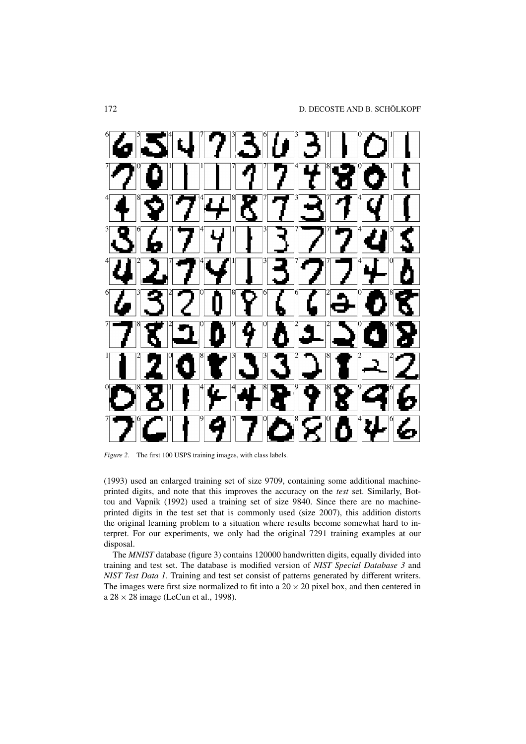*Figure 2*. The first 100 USPS training images, with class labels.

(1993) used an enlarged training set of size 9709, containing some additional machine-printed digits, and note that this improves the accuracy on the *test* set. Similarly, Bottou and Vapnik (1992) used a training set of size 9840. Since there are no machine-printed digits in the test set that is commonly used (size 2007), this addition distorts the original learning problem to a situation where results become somewhat hard to interpret. For our experiments, we only had the original 7291 training examples at our disposal.

The *MNIST* database (figure 3) contains 120000 handwritten digits, equally divided into training and test set. The database is modified version of *NIST Special Database 3* and *NIST Test Data 1*. Training and test set consist of patterns generated by different writers. The images were first size normalized to fit into a $20 \times 20$ pixel box, and then centered in a $28 \times 28$ image (LeCun et al., 1998).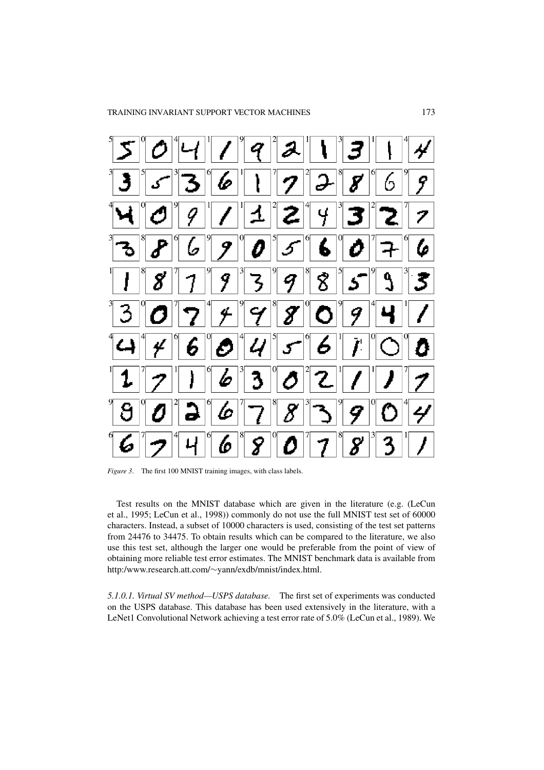*Figure 3.* The first 100 MNIST training images, with class labels.

Test results on the MNIST database which are given in the literature (e.g. (LeCun et al., 1995; LeCun et al., 1998)) commonly do not use the full MNIST test set of 60000 characters. Instead, a subset of 10000 characters is used, consisting of the test set patterns from 24476 to 34475. To obtain results which can be compared to the literature, we also use this test set, although the larger one would be preferable from the point of view of obtaining more reliable test error estimates. The MNIST benchmark data is available from http:/www.research.att.com/~yann/exdb/mnist/index.html.

*5.1.0.1. Virtual SV method—USPS database.* The first set of experiments was conducted on the USPS database. This database has been used extensively in the literature, with a LeNet1 Convolutional Network achieving a test error rate of 5.0% (LeCun et al., 1989). We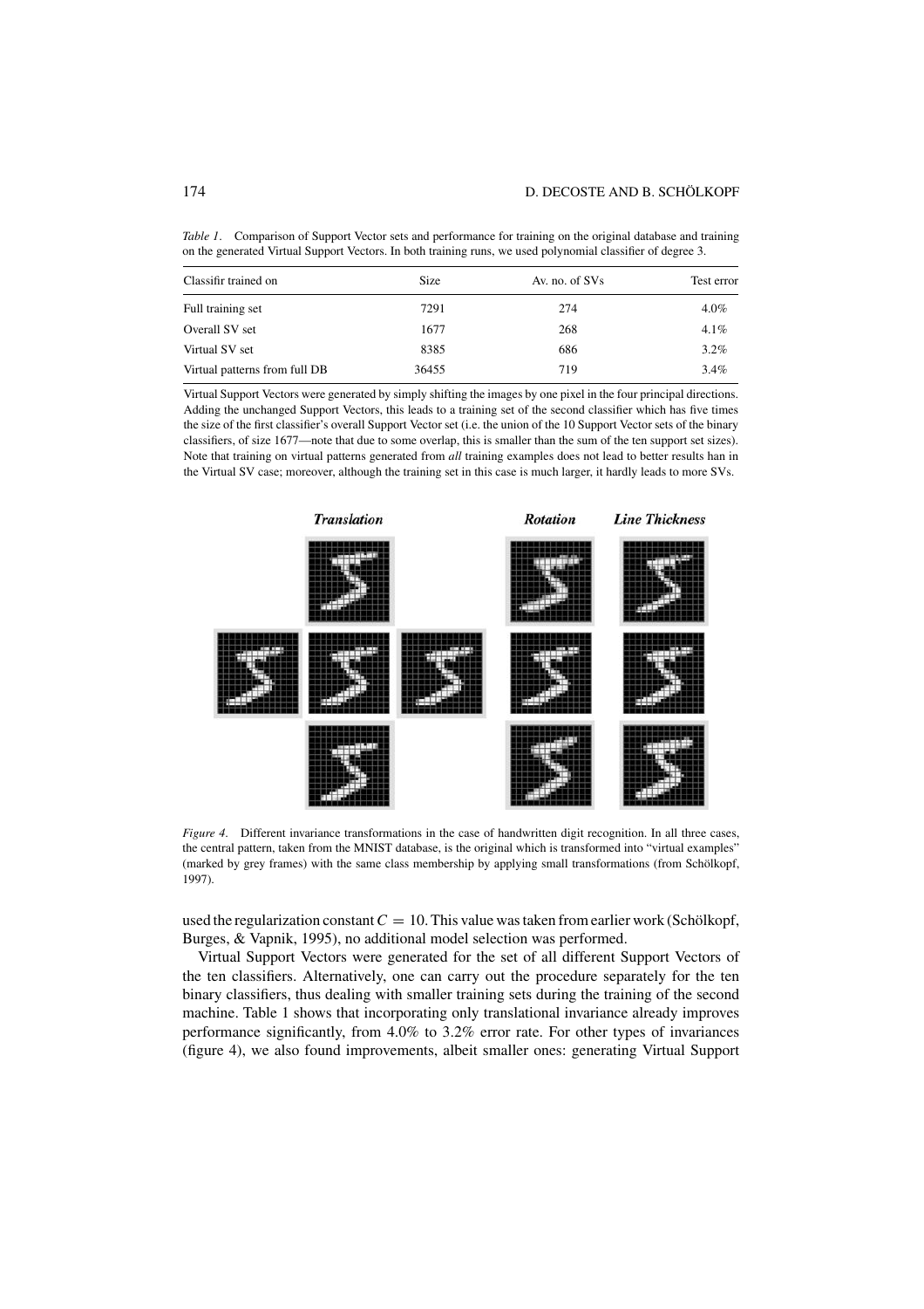*Table 1*. Comparison of Support Vector sets and performance for training on the original database and training on the generated Virtual Support Vectors. In both training runs, we used polynomial classifier of degree 3.

| Classifir trained on | Size | Av. no. of SVs | Test error |
|---|---|---|---|
| Full training set | 7291 | 274 | 4.0% |
| Overall SV set | 1677 | 268 | 4.1% |
| Virtual SV set | 8385 | 686 | 3.2% |
| Virtual patterns from full DB | 36455 | 719 | 3.4% |

Virtual Support Vectors were generated by simply shifting the images by one pixel in the four principal directions. Adding the unchanged Support Vectors, this leads to a training set of the second classifier which has five times the size of the first classifier's overall Support Vector set (i.e. the union of the 10 Support Vector sets of the binary classifiers, of size 1677—note that due to some overlap, this is smaller than the sum of the ten support set sizes). Note that training on virtual patterns generated from *all* training examples does not lead to better results han in the Virtual SV case; moreover, although the training set in this case is much larger, it hardly leads to more SVs.

*Figure 4*. Different invariance transformations in the case of handwritten digit recognition. In all three cases, the central pattern, taken from the MNIST database, is the original which is transformed into "virtual examples" (marked by grey frames) with the same class membership by applying small transformations (from Schölkopf, 1997).

used the regularization constant $C = 10$. This value was taken from earlier work (Schölkopf, Burges, & Vapnik, 1995), no additional model selection was performed.

Virtual Support Vectors were generated for the set of all different Support Vectors of the ten classifiers. Alternatively, one can carry out the procedure separately for the ten binary classifiers, thus dealing with smaller training sets during the training of the second machine. Table 1 shows that incorporating only translational invariance already improves performance significantly, from 4.0% to 3.2% error rate. For other types of invariances (figure 4), we also found improvements, albeit smaller ones: generating Virtual Support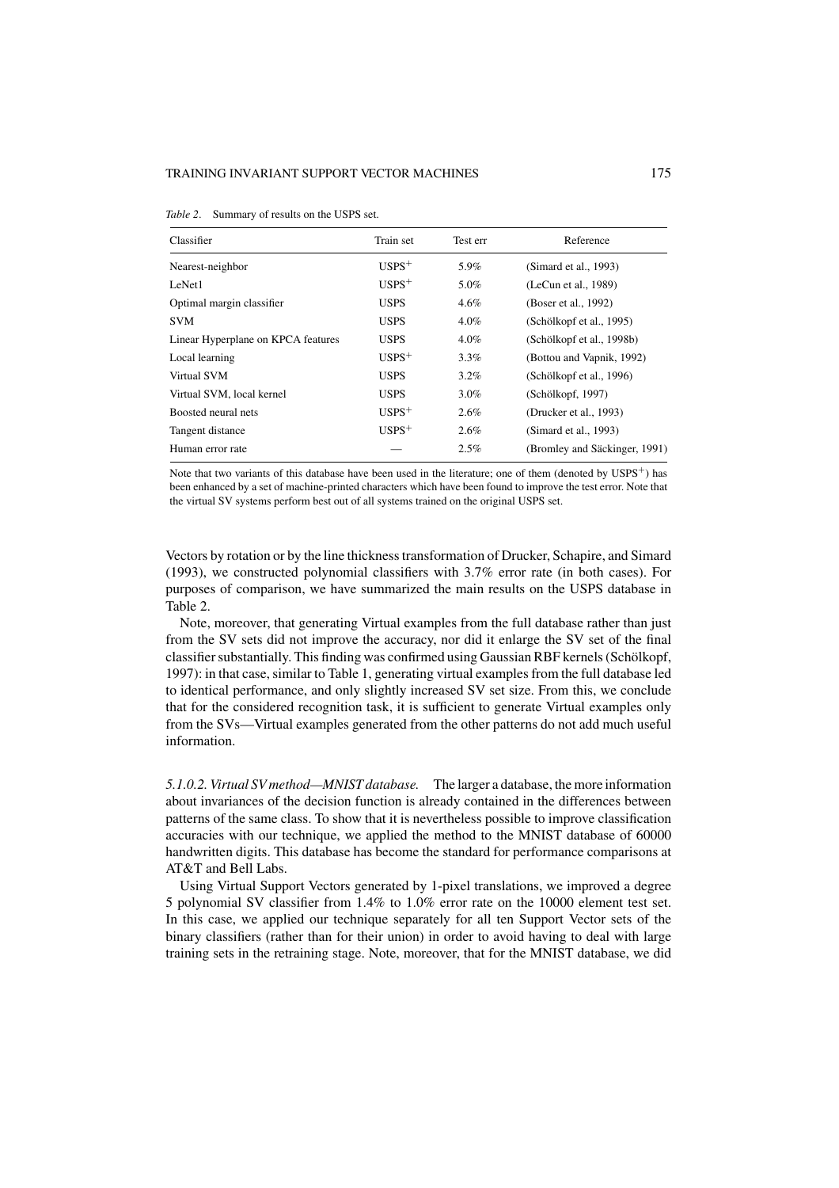*Table 2*. Summary of results on the USPS set.

| Classifier | Train set | Test err | Reference |
|---|---|---|---|
| Nearest-neighbor | USPS$^+$ | 5.9% | (Simard et al., 1993) |
| LeNet1 | USPS$^+$ | 5.0% | (LeCun et al., 1989) |
| Optimal margin classifier | USPS | 4.6% | (Boser et al., 1992) |
| SVM | USPS | 4.0% | (Schölkopf et al., 1995) |
| Linear Hyperplane on KPCA features | USPS | 4.0% | (Schölkopf et al., 1998b) |
| Local learning | USPS$^+$ | 3.3% | (Bottou and Vapnik, 1992) |
| Virtual SVM | USPS | 3.2% | (Schölkopf et al., 1996) |
| Virtual SVM, local kernel | USPS | 3.0% | (Schölkopf, 1997) |
| Boosted neural nets | USPS$^+$ | 2.6% | (Drucker et al., 1993) |
| Tangent distance | USPS$^+$ | 2.6% | (Simard et al., 1993) |
| Human error rate | — | 2.5% | (Bromley and Säckinger, 1991) |

Note that two variants of this database have been used in the literature; one of them (denoted by USPS$^+$) has been enhanced by a set of machine-printed characters which have been found to improve the test error. Note that the virtual SV systems perform best out of all systems trained on the original USPS set.

Vectors by rotation or by the line thickness transformation of Drucker, Schapire, and Simard (1993), we constructed polynomial classifiers with 3.7% error rate (in both cases). For purposes of comparison, we have summarized the main results on the USPS database in Table 2.

Note, moreover, that generating Virtual examples from the full database rather than just from the SV sets did not improve the accuracy, nor did it enlarge the SV set of the final classifier substantially. This finding was confirmed using Gaussian RBF kernels (Schölkopf, 1997): in that case, similar to Table 1, generating virtual examples from the full database led to identical performance, and only slightly increased SV set size. From this, we conclude that for the considered recognition task, it is sufficient to generate Virtual examples only from the SVs—Virtual examples generated from the other patterns do not add much useful information.

*5.1.0.2. Virtual SV method—MNIST database.* The larger a database, the more information about invariances of the decision function is already contained in the differences between patterns of the same class. To show that it is nevertheless possible to improve classification accuracies with our technique, we applied the method to the MNIST database of 60000 handwritten digits. This database has become the standard for performance comparisons at AT&T and Bell Labs.

Using Virtual Support Vectors generated by 1-pixel translations, we improved a degree 5 polynomial SV classifier from 1.4% to 1.0% error rate on the 10000 element test set. In this case, we applied our technique separately for all ten Support Vector sets of the binary classifiers (rather than for their union) in order to avoid having to deal with large training sets in the retraining stage. Note, moreover, that for the MNIST database, we did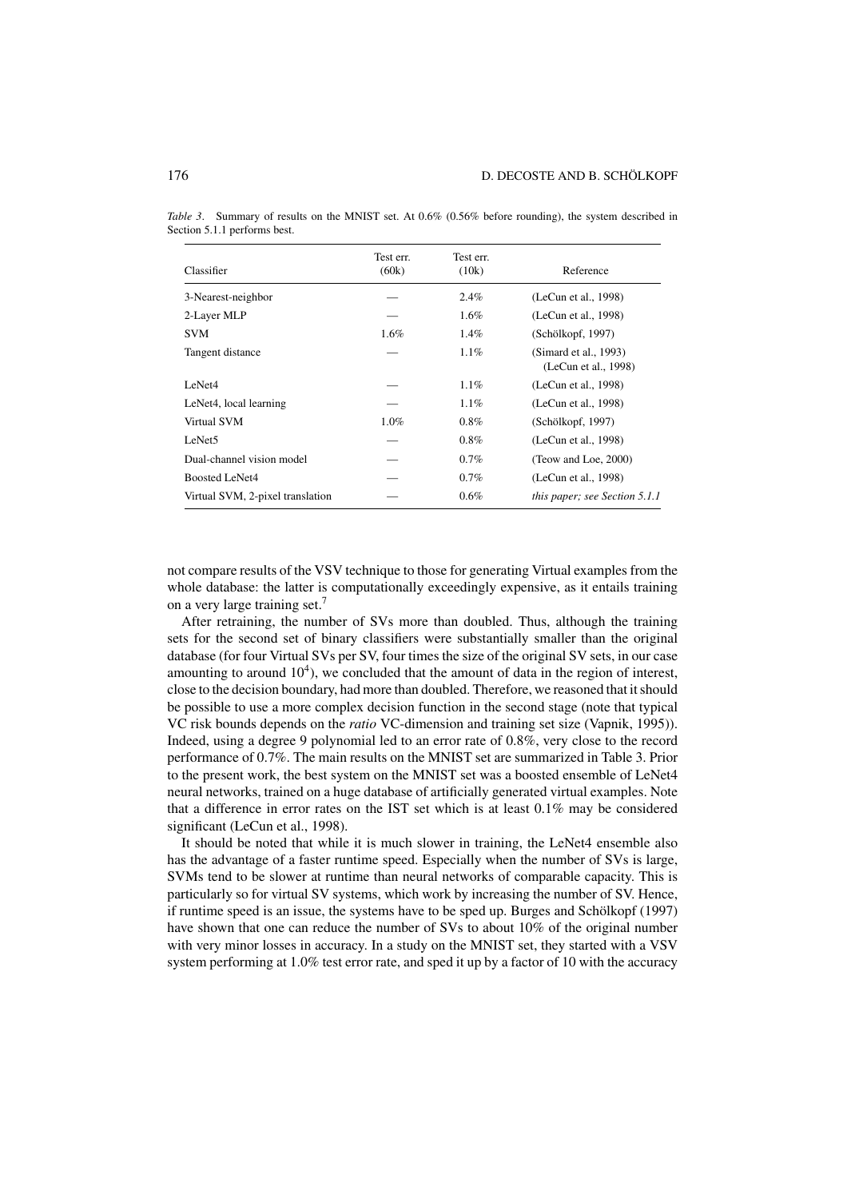*Table 3*. Summary of results on the MNIST set. At 0.6% (0.56% before rounding), the system described in Section 5.1.1 performs best.

| Classifier | Test err. (60k) | Test err. (10k) | Reference |
|---|---|---|---|
| 3-Nearest-neighbor | — | 2.4% | (LeCun et al., 1998) |
| 2-Layer MLP | — | 1.6% | (LeCun et al., 1998) |
| SVM | 1.6% | 1.4% | (Schölkopf, 1997) |
| Tangent distance | — | 1.1% | (Simard et al., 1993) (LeCun et al., 1998) |
| LeNet4 | — | 1.1% | (LeCun et al., 1998) |
| LeNet4, local learning | — | 1.1% | (LeCun et al., 1998) |
| Virtual SVM | 1.0% | 0.8% | (Schölkopf, 1997) |
| LeNet5 | — | 0.8% | (LeCun et al., 1998) |
| Dual-channel vision model | — | 0.7% | (Teow and Loe, 2000) |
| Boosted LeNet4 | — | 0.7% | (LeCun et al., 1998) |
| Virtual SVM, 2-pixel translation | — | 0.6% | *this paper; see Section 5.1.1* |

not compare results of the VSV technique to those for generating Virtual examples from the whole database: the latter is computationally exceedingly expensive, as it entails training on a very large training set.[7]

After retraining, the number of SVs more than doubled. Thus, although the training sets for the second set of binary classifiers were substantially smaller than the original database (for four Virtual SVs per SV, four times the size of the original SV sets, in our case amounting to around $10^4$), we concluded that the amount of data in the region of interest, close to the decision boundary, had more than doubled. Therefore, we reasoned that it should be possible to use a more complex decision function in the second stage (note that typical VC risk bounds depends on the *ratio* VC-dimension and training set size (Vapnik, 1995)). Indeed, using a degree 9 polynomial led to an error rate of 0.8%, very close to the record performance of 0.7%. The main results on the MNIST set are summarized in Table 3. Prior to the present work, the best system on the MNIST set was a boosted ensemble of LeNet4 neural networks, trained on a huge database of artificially generated virtual examples. Note that a difference in error rates on the IST set which is at least 0.1% may be considered significant (LeCun et al., 1998).

It should be noted that while it is much slower in training, the LeNet4 ensemble also has the advantage of a faster runtime speed. Especially when the number of SVs is large, SVMs tend to be slower at runtime than neural networks of comparable capacity. This is particularly so for virtual SV systems, which work by increasing the number of SV. Hence, if runtime speed is an issue, the systems have to be sped up. Burges and Schölkopf (1997) have shown that one can reduce the number of SVs to about 10% of the original number with very minor losses in accuracy. In a study on the MNIST set, they started with a VSV system performing at 1.0% test error rate, and sped it up by a factor of 10 with the accuracy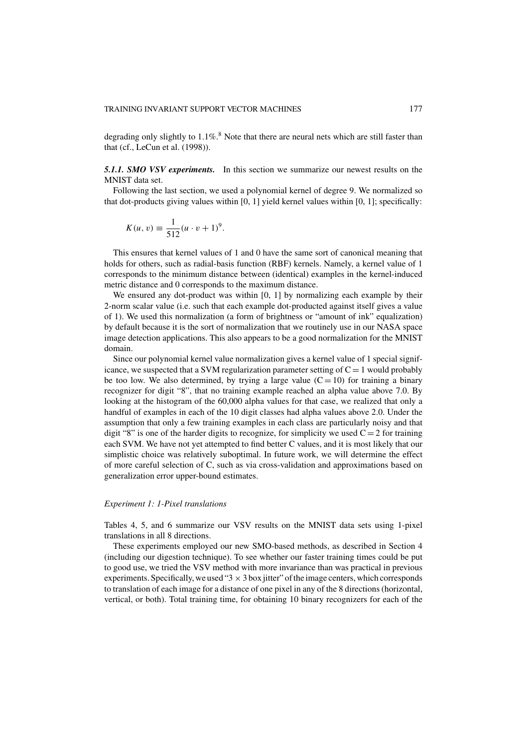degrading only slightly to 1.1%.[8] Note that there are neural nets which are still faster than that (cf., LeCun et al. (1998)).

#### *5.1.1. SMO VSV experiments.*

In this section we summarize our newest results on the MNIST data set.

Following the last section, we used a polynomial kernel of degree 9. We normalized so that dot-products giving values within [0, 1] yield kernel values within [0, 1]; specifically:

$$K(u, v) \equiv \frac{1}{512}(u \cdot v + 1)^9.$$

This ensures that kernel values of 1 and 0 have the same sort of canonical meaning that holds for others, such as radial-basis function (RBF) kernels. Namely, a kernel value of 1 corresponds to the minimum distance between (identical) examples in the kernel-induced metric distance and 0 corresponds to the maximum distance.

We ensured any dot-product was within [0, 1] by normalizing each example by their 2-norm scalar value (i.e. such that each example dot-producted against itself gives a value of 1). We used this normalization (a form of brightness or "amount of ink" equalization) by default because it is the sort of normalization that we routinely use in our NASA space image detection applications. This also appears to be a good normalization for the MNIST domain.

Since our polynomial kernel value normalization gives a kernel value of 1 special significance, we suspected that a SVM regularization parameter setting of $C = 1$ would probably be too low. We also determined, by trying a large value ($C = 10$) for training a binary recognizer for digit "8", that no training example reached an alpha value above 7.0. By looking at the histogram of the 60,000 alpha values for that case, we realized that only a handful of examples in each of the 10 digit classes had alpha values above 2.0. Under the assumption that only a few training examples in each class are particularly noisy and that digit "8" is one of the harder digits to recognize, for simplicity we used $C = 2$ for training each SVM. We have not yet attempted to find better C values, and it is most likely that our simplistic choice was relatively suboptimal. In future work, we will determine the effect of more careful selection of C, such as via cross-validation and approximations based on generalization error upper-bound estimates.

*Experiment 1: 1-Pixel translations*

Tables 4, 5, and 6 summarize our VSV results on the MNIST data sets using 1-pixel translations in all 8 directions.

These experiments employed our new SMO-based methods, as described in Section 4 (including our digestion technique). To see whether our faster training times could be put to good use, we tried the VSV method with more invariance than was practical in previous experiments. Specifically, we used "$3 \times 3$ box jitter" of the image centers, which corresponds to translation of each image for a distance of one pixel in any of the 8 directions (horizontal, vertical, or both). Total training time, for obtaining 10 binary recognizers for each of the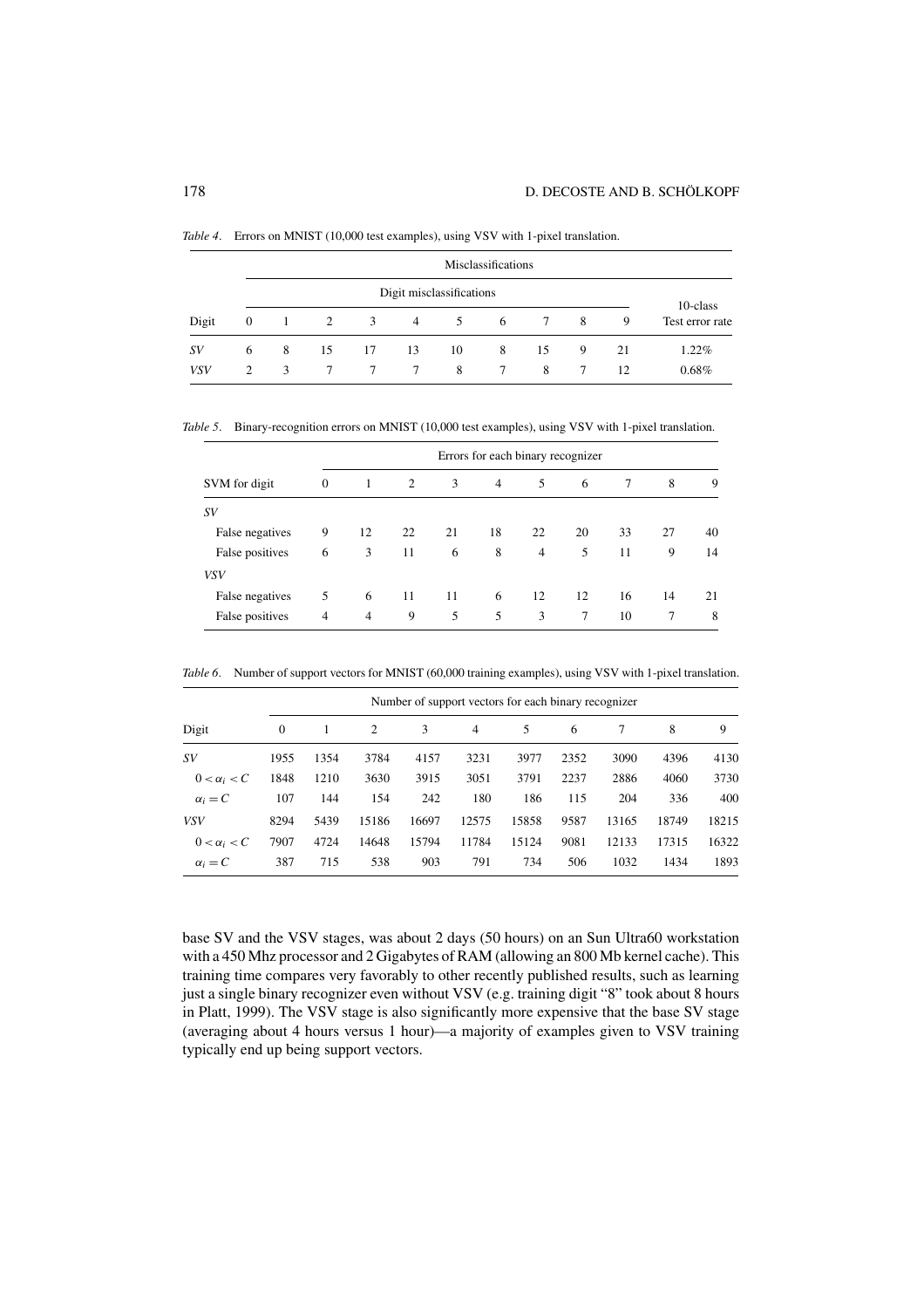*Table 4*. Errors on MNIST (10,000 test examples), using VSV with 1-pixel translation.

| | Misclassifications | | | | | | | | | | |
|---|---|---|---|---|---|---|---|---|---|---|---|
| | Digit misclassifications | | | | | | | | | | 10-class |
| Digit | 0 | 1 | 2 | 3 | 4 | 5 | 6 | 7 | 8 | 9 | Test error rate |
| *SV* | 6 | 8 | 15 | 17 | 13 | 10 | 8 | 15 | 9 | 21 | 1.22% |
| *VSV* | 2 | 3 | 7 | 7 | 7 | 8 | 7 | 8 | 7 | 12 | 0.68% |

*Table 5*. Binary-recognition errors on MNIST (10,000 test examples), using VSV with 1-pixel translation.

| | Errors for each binary recognizer | | | | | | | | | |
|---|---|---|---|---|---|---|---|---|---|---|
| SVM for digit | 0 | 1 | 2 | 3 | 4 | 5 | 6 | 7 | 8 | 9 |
| *SV* | | | | | | | | | | |
| False negatives | 9 | 12 | 22 | 21 | 18 | 22 | 20 | 33 | 27 | 40 |
| False positives | 6 | 3 | 11 | 6 | 8 | 4 | 5 | 11 | 9 | 14 |
| *VSV* | | | | | | | | | | |
| False negatives | 5 | 6 | 11 | 11 | 6 | 12 | 12 | 16 | 14 | 21 |
| False positives | 4 | 4 | 9 | 5 | 5 | 3 | 7 | 10 | 7 | 8 |

*Table 6*. Number of support vectors for MNIST (60,000 training examples), using VSV with 1-pixel translation.

| | Number of support vectors for each binary recognizer | | | | | | | | | |
|---|---|---|---|---|---|---|---|---|---|---|
| Digit | 0 | 1 | 2 | 3 | 4 | 5 | 6 | 7 | 8 | 9 |
| *SV* | 1955 | 1354 | 3784 | 4157 | 3231 | 3977 | 2352 | 3090 | 4396 | 4130 |
| $0 < \alpha_i < C$ | 1848 | 1210 | 3630 | 3915 | 3051 | 3791 | 2237 | 2886 | 4060 | 3730 |
| $\alpha_i = C$ | 107 | 144 | 154 | 242 | 180 | 186 | 115 | 204 | 336 | 400 |
| *VSV* | 8294 | 5439 | 15186 | 16697 | 12575 | 15858 | 9587 | 13165 | 18749 | 18215 |
| $0 < \alpha_i < C$ | 7907 | 4724 | 14648 | 15794 | 11784 | 15124 | 9081 | 12133 | 17315 | 16322 |
| $\alpha_i = C$ | 387 | 715 | 538 | 903 | 791 | 734 | 506 | 1032 | 1434 | 1893 |

base SV and the VSV stages, was about 2 days (50 hours) on an Sun Ultra60 workstation with a 450 Mhz processor and 2 Gigabytes of RAM (allowing an 800 Mb kernel cache). This training time compares very favorably to other recently published results, such as learning just a single binary recognizer even without VSV (e.g. training digit "8" took about 8 hours in Platt, 1999). The VSV stage is also significantly more expensive that the base SV stage (averaging about 4 hours versus 1 hour)—a majority of examples given to VSV training typically end up being support vectors.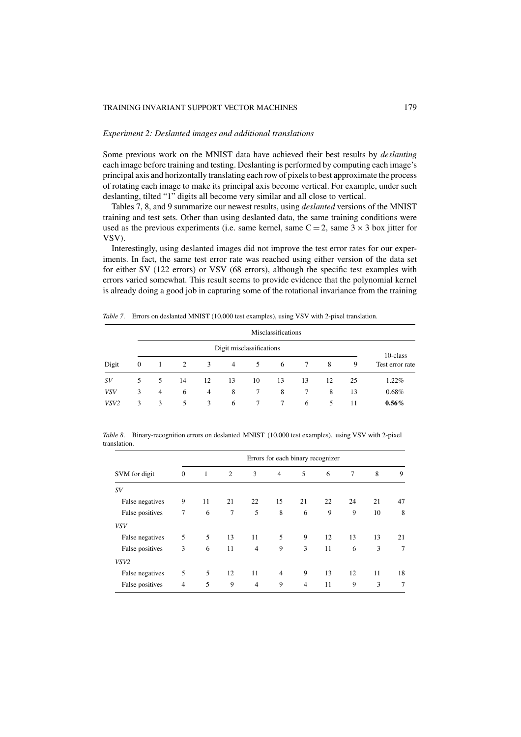*Experiment 2: Deslanted images and additional translations*

Some previous work on the MNIST data have achieved their best results by *deslanting* each image before training and testing. Deslanting is performed by computing each image's principal axis and horizontally translating each row of pixels to best approximate the process of rotating each image to make its principal axis become vertical. For example, under such deslanting, tilted "1" digits all become very similar and all close to vertical.

Tables 7, 8, and 9 summarize our newest results, using *deslanted* versions of the MNIST training and test sets. Other than using deslanted data, the same training conditions were used as the previous experiments (i.e. same kernel, same $C = 2$, same $3 \times 3$ box jitter for VSV).

Interestingly, using deslanted images did not improve the test error rates for our experiments. In fact, the same test error rate was reached using either version of the data set for either SV (122 errors) or VSV (68 errors), although the specific test examples with errors varied somewhat. This result seems to provide evidence that the polynomial kernel is already doing a good job in capturing some of the rotational invariance from the training

*Table 7*. Errors on deslanted MNIST (10,000 test examples), using VSV with 2-pixel translation.

| | Misclassifications | | | | | | | | | | |
|---|---|---|---|---|---|---|---|---|---|---|---|
| | Digit misclassifications | | | | | | | | | | |
| Digit | 0 | 1 | 2 | 3 | 4 | 5 | 6 | 7 | 8 | 9 | 10-class Test error rate |
| *SV* | 5 | 5 | 14 | 12 | 13 | 10 | 13 | 13 | 12 | 25 | 1.22% |
| *VSV* | 3 | 4 | 6 | 4 | 8 | 7 | 8 | 7 | 8 | 13 | 0.68% |
| *VSV2* | 3 | 3 | 5 | 3 | 6 | 7 | 7 | 6 | 5 | 11 | **0.56%** |

*Table 8*. Binary-recognition errors on deslanted MNIST (10,000 test examples), using VSV with 2-pixel translation.

| | Errors for each binary recognizer | | | | | | | | | |
|---|---|---|---|---|---|---|---|---|---|---|
| SVM for digit | 0 | 1 | 2 | 3 | 4 | 5 | 6 | 7 | 8 | 9 |
| *SV* | | | | | | | | | | |
| False negatives | 9 | 11 | 21 | 22 | 15 | 21 | 22 | 24 | 21 | 47 |
| False positives | 7 | 6 | 7 | 5 | 8 | 6 | 9 | 9 | 10 | 8 |
| *VSV* | | | | | | | | | | |
| False negatives | 5 | 5 | 13 | 11 | 5 | 9 | 12 | 13 | 13 | 21 |
| False positives | 3 | 6 | 11 | 4 | 9 | 3 | 11 | 6 | 3 | 7 |
| *VSV2* | | | | | | | | | | |
| False negatives | 5 | 5 | 12 | 11 | 4 | 9 | 13 | 12 | 11 | 18 |
| False positives | 4 | 5 | 9 | 4 | 9 | 4 | 11 | 9 | 3 | 7 |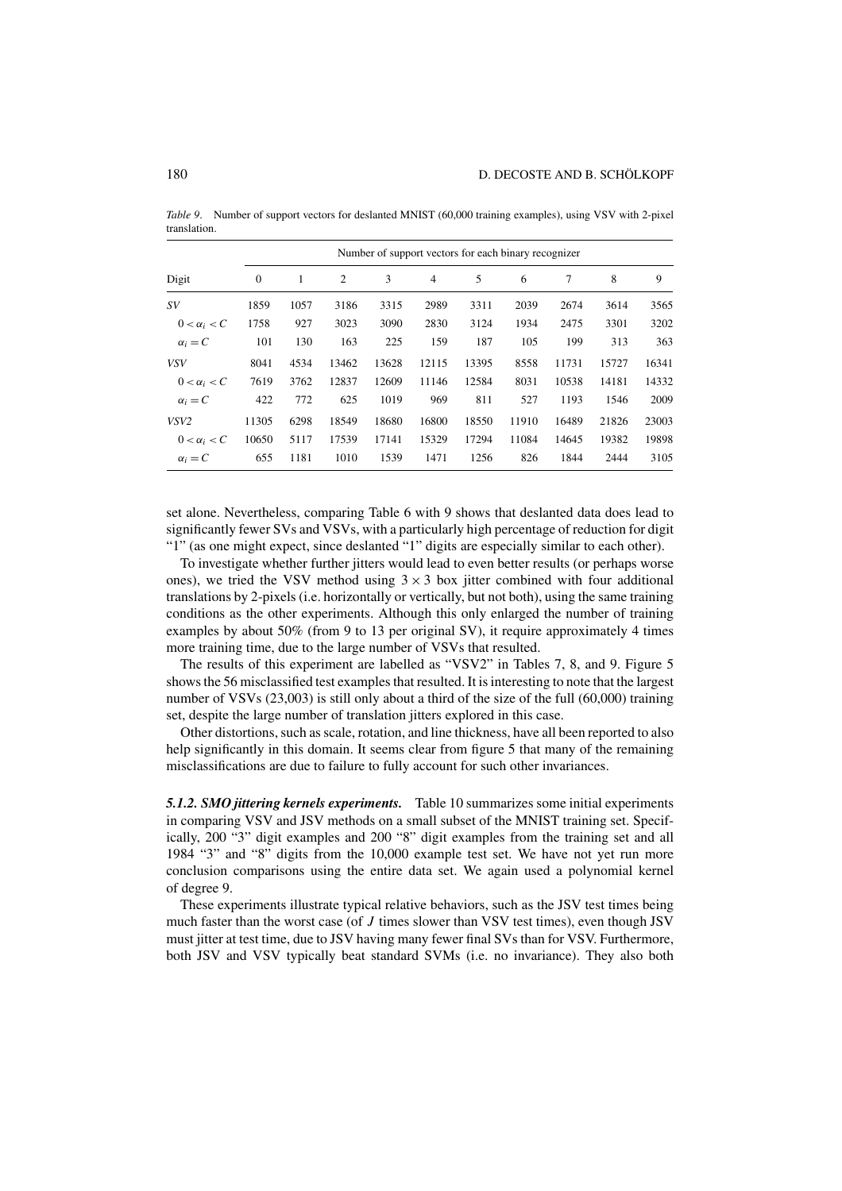*Table 9*. Number of support vectors for deslanted MNIST (60,000 training examples), using VSV with 2-pixel translation.

| Digit | Number of support vectors for each binary recognizer | | | | | | | | | |
|---|---|---|---|---|---|---|---|---|---|---|
| | 0 | 1 | 2 | 3 | 4 | 5 | 6 | 7 | 8 | 9 |
| *SV* | 1859 | 1057 | 3186 | 3315 | 2989 | 3311 | 2039 | 2674 | 3614 | 3565 |
| $0 < \alpha_i < C$ | 1758 | 927 | 3023 | 3090 | 2830 | 3124 | 1934 | 2475 | 3301 | 3202 |
| $\alpha_i = C$ | 101 | 130 | 163 | 225 | 159 | 187 | 105 | 199 | 313 | 363 |
| *VSV* | 8041 | 4534 | 13462 | 13628 | 12115 | 13395 | 8558 | 11731 | 15727 | 16341 |
| $0 < \alpha_i < C$ | 7619 | 3762 | 12837 | 12609 | 11146 | 12584 | 8031 | 10538 | 14181 | 14332 |
| $\alpha_i = C$ | 422 | 772 | 625 | 1019 | 969 | 811 | 527 | 1193 | 1546 | 2009 |
| *VSV2* | 11305 | 6298 | 18549 | 18680 | 16800 | 18550 | 11910 | 16489 | 21826 | 23003 |
| $0 < \alpha_i < C$ | 10650 | 5117 | 17539 | 17141 | 15329 | 17294 | 11084 | 14645 | 19382 | 19898 |
| $\alpha_i = C$ | 655 | 1181 | 1010 | 1539 | 1471 | 1256 | 826 | 1844 | 2444 | 3105 |

set alone. Nevertheless, comparing Table 6 with 9 shows that deslanted data does lead to significantly fewer SVs and VSVs, with a particularly high percentage of reduction for digit "1" (as one might expect, since deslanted "1" digits are especially similar to each other).

To investigate whether further jitters would lead to even better results (or perhaps worse ones), we tried the VSV method using $3 \times 3$ box jitter combined with four additional translations by 2-pixels (i.e. horizontally or vertically, but not both), using the same training conditions as the other experiments. Although this only enlarged the number of training examples by about 50% (from 9 to 13 per original SV), it require approximately 4 times more training time, due to the large number of VSVs that resulted.

The results of this experiment are labelled as "VSV2" in Tables 7, 8, and 9. Figure 5 shows the 56 misclassified test examples that resulted. It is interesting to note that the largest number of VSVs (23,003) is still only about a third of the size of the full (60,000) training set, despite the large number of translation jitters explored in this case.

Other distortions, such as scale, rotation, and line thickness, have all been reported to also help significantly in this domain. It seems clear from figure 5 that many of the remaining misclassifications are due to failure to fully account for such other invariances.

***5.1.2. SMO jittering kernels experiments.*** Table 10 summarizes some initial experiments in comparing VSV and JSV methods on a small subset of the MNIST training set. Specifically, 200 "3" digit examples and 200 "8" digit examples from the training set and all 1984 "3" and "8" digits from the 10,000 example test set. We have not yet run more conclusion comparisons using the entire data set. We again used a polynomial kernel of degree 9.

These experiments illustrate typical relative behaviors, such as the JSV test times being much faster than the worst case (of $J$ times slower than VSV test times), even though JSV must jitter at test time, due to JSV having many fewer final SVs than for VSV. Furthermore, both JSV and VSV typically beat standard SVMs (i.e. no invariance). They also both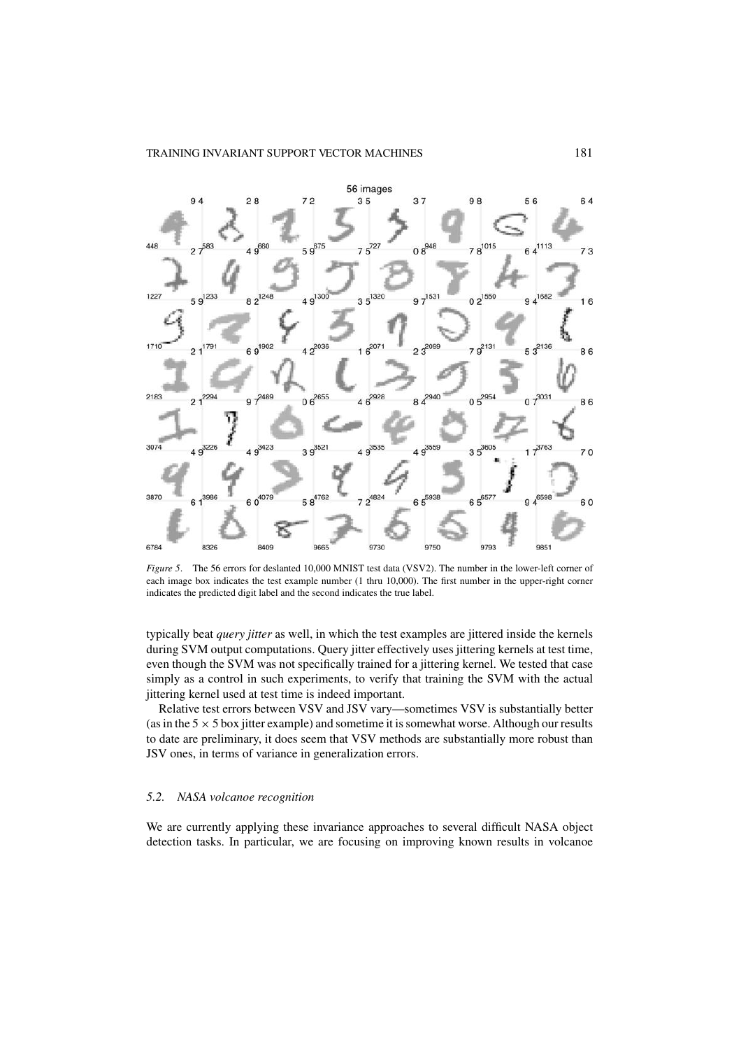*Figure 5*. The 56 errors for deslanted 10,000 MNIST test data (VSV2). The number in the lower-left corner of each image box indicates the test example number (1 thru 10,000). The first number in the upper-right corner indicates the predicted digit label and the second indicates the true label.

typically beat *query jitter* as well, in which the test examples are jittered inside the kernels during SVM output computations. Query jitter effectively uses jittering kernels at test time, even though the SVM was not specifically trained for a jittering kernel. We tested that case simply as a control in such experiments, to verify that training the SVM with the actual jittering kernel used at test time is indeed important.

Relative test errors between VSV and JSV vary—sometimes VSV is substantially better (as in the $5 \times 5$ box jitter example) and sometime it is somewhat worse. Although our results to date are preliminary, it does seem that VSV methods are substantially more robust than JSV ones, in terms of variance in generalization errors.

### 5.2. NASA volcanoe recognition

We are currently applying these invariance approaches to several difficult NASA object detection tasks. In particular, we are focusing on improving known results in volcanoe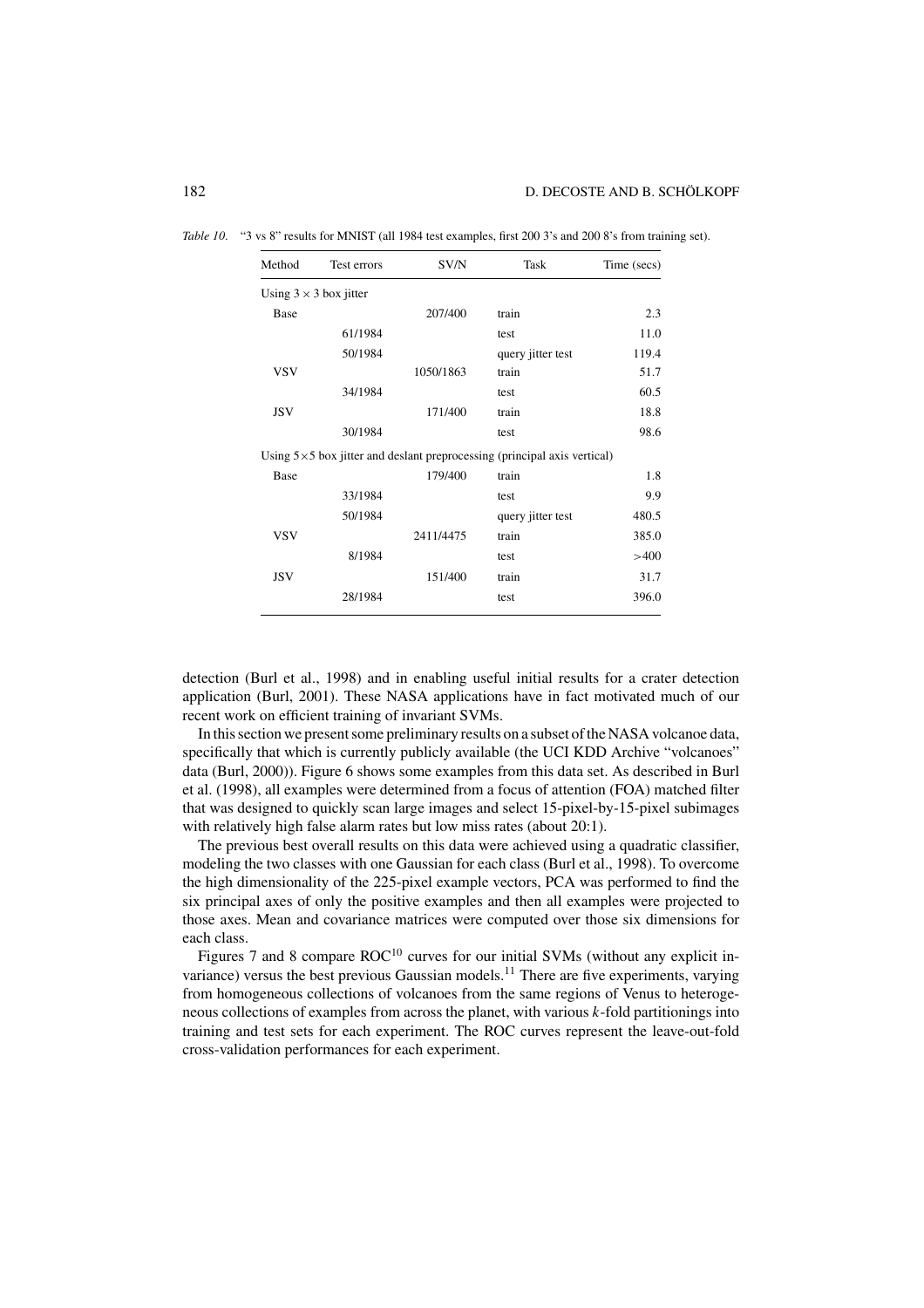*Table 10.* "3 vs 8" results for MNIST (all 1984 test examples, first 200 3's and 200 8's from training set).

| Method | Test errors | SV/N | Task | Time (secs) |
|---|---|---|---|---|
| Using $3 \times 3$ box jitter | | | | |
| Base | | 207/400 | train | 2.3 |
| | 61/1984 | | test | 11.0 |
| | 50/1984 | | query jitter test | 119.4 |
| VSV | | 1050/1863 | train | 51.7 |
| | 34/1984 | | test | 60.5 |
| JSV | | 171/400 | train | 18.8 |
| | 30/1984 | | test | 98.6 |
| Using $5 \times 5$ box jitter and deslant preprocessing (principal axis vertical) | | | | |
| Base | | 179/400 | train | 1.8 |
| | 33/1984 | | test | 9.9 |
| | 50/1984 | | query jitter test | 480.5 |
| VSV | | 2411/4475 | train | 385.0 |
| | 8/1984 | | test | >400 |
| JSV | | 151/400 | train | 31.7 |
| | 28/1984 | | test | 396.0 |

detection (Burl et al., 1998) and in enabling useful initial results for a crater detection application (Burl, 2001). These NASA applications have in fact motivated much of our recent work on efficient training of invariant SVMs.

In this section we present some preliminary results on a subset of the NASA volcanoe data, specifically that which is currently publicly available (the UCI KDD Archive "volcanoes" data (Burl, 2000)). Figure 6 shows some examples from this data set. As described in Burl et al. (1998), all examples were determined from a focus of attention (FOA) matched filter that was designed to quickly scan large images and select 15-pixel-by-15-pixel subimages with relatively high false alarm rates but low miss rates (about 20:1).

The previous best overall results on this data were achieved using a quadratic classifier, modeling the two classes with one Gaussian for each class (Burl et al., 1998). To overcome the high dimensionality of the 225-pixel example vectors, PCA was performed to find the six principal axes of only the positive examples and then all examples were projected to those axes. Mean and covariance matrices were computed over those six dimensions for each class.

Figures 7 and 8 compare ROC[10] curves for our initial SVMs (without any explicit invariance) versus the best previous Gaussian models.[11] There are five experiments, varying from homogeneous collections of volcanoes from the same regions of Venus to heterogeneous collections of examples from across the planet, with various $k$-fold partitionings into training and test sets for each experiment. The ROC curves represent the leave-out-fold cross-validation performances for each experiment.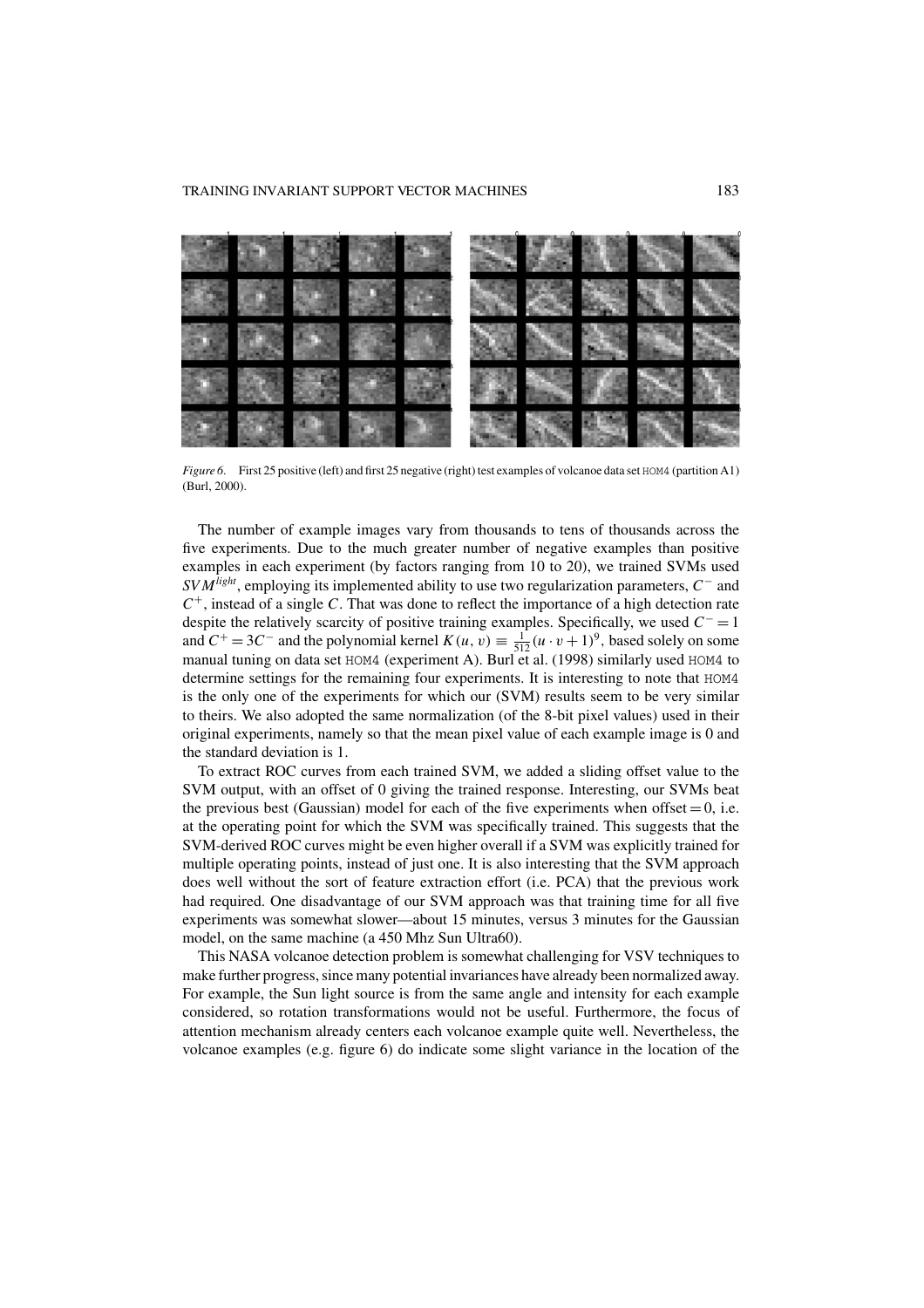*Figure 6*. First 25 positive (left) and first 25 negative (right) test examples of volcanoe data set HOM4 (partition A1) (Burl, 2000).

The number of example images vary from thousands to tens of thousands across the five experiments. Due to the much greater number of negative examples than positive examples in each experiment (by factors ranging from 10 to 20), we trained SVMs used $SVM^{light}$, employing its implemented ability to use two regularization parameters, $C^-$ and $C^+$, instead of a single $C$. That was done to reflect the importance of a high detection rate despite the relatively scarcity of positive training examples. Specifically, we used $C^- = 1$ and $C^+ = 3C^-$ and the polynomial kernel $K(u, v) \equiv \frac{1}{512}(u \cdot v + 1)^9$, based solely on some manual tuning on data set HOM4 (experiment A). Burl et al. (1998) similarly used HOM4 to determine settings for the remaining four experiments. It is interesting to note that HOM4 is the only one of the experiments for which our (SVM) results seem to be very similar to theirs. We also adopted the same normalization (of the 8-bit pixel values) used in their original experiments, namely so that the mean pixel value of each example image is 0 and the standard deviation is 1.

To extract ROC curves from each trained SVM, we added a sliding offset value to the SVM output, with an offset of 0 giving the trained response. Interesting, our SVMs beat the previous best (Gaussian) model for each of the five experiments when offset = 0, i.e. at the operating point for which the SVM was specifically trained. This suggests that the SVM-derived ROC curves might be even higher overall if a SVM was explicitly trained for multiple operating points, instead of just one. It is also interesting that the SVM approach does well without the sort of feature extraction effort (i.e. PCA) that the previous work had required. One disadvantage of our SVM approach was that training time for all five experiments was somewhat slower—about 15 minutes, versus 3 minutes for the Gaussian model, on the same machine (a 450 Mhz Sun Ultra60).

This NASA volcanoe detection problem is somewhat challenging for VSV techniques to make further progress, since many potential invariances have already been normalized away. For example, the Sun light source is from the same angle and intensity for each example considered, so rotation transformations would not be useful. Furthermore, the focus of attention mechanism already centers each volcanoe example quite well. Nevertheless, the volcanoe examples (e.g. figure 6) do indicate some slight variance in the location of the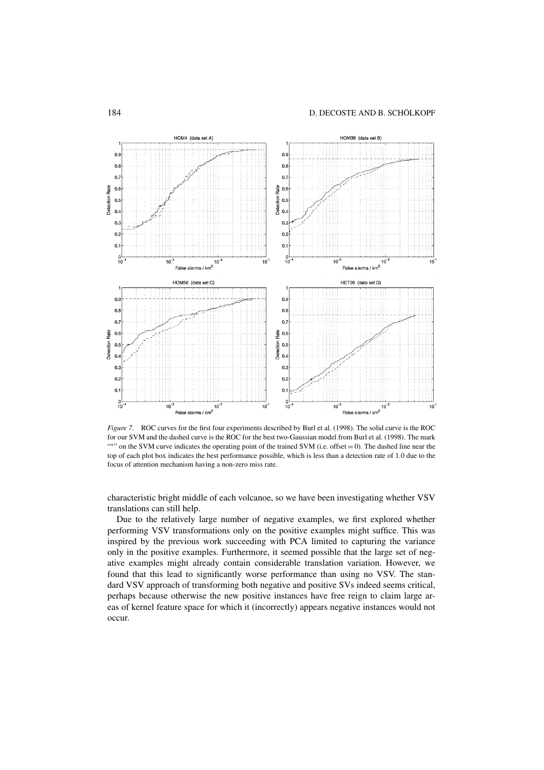*Figure 7.* ROC curves for the first four experiments described by Burl et al. (1998). The solid curve is the ROC for our SVM and the dashed curve is the ROC for the best two-Gaussian model from Burl et al. (1998). The mark "*" on the SVM curve indicates the operating point of the trained SVM (i.e. offset = 0). The dashed line near the top of each plot box indicates the best performance possible, which is less than a detection rate of 1.0 due to the focus of attention mechanism having a non-zero miss rate.

characteristic bright middle of each volcanoe, so we have been investigating whether VSV translations can still help.

Due to the relatively large number of negative examples, we first explored whether performing VSV transformations only on the positive examples might suffice. This was inspired by the previous work succeeding with PCA limited to capturing the variance only in the positive examples. Furthermore, it seemed possible that the large set of negative examples might already contain considerable translation variation. However, we found that this lead to significantly worse performance than using no VSV. The standard VSV approach of transforming both negative and positive SVs indeed seems critical, perhaps because otherwise the new positive instances have free reign to claim large areas of kernel feature space for which it (incorrectly) appears negative instances would not occur.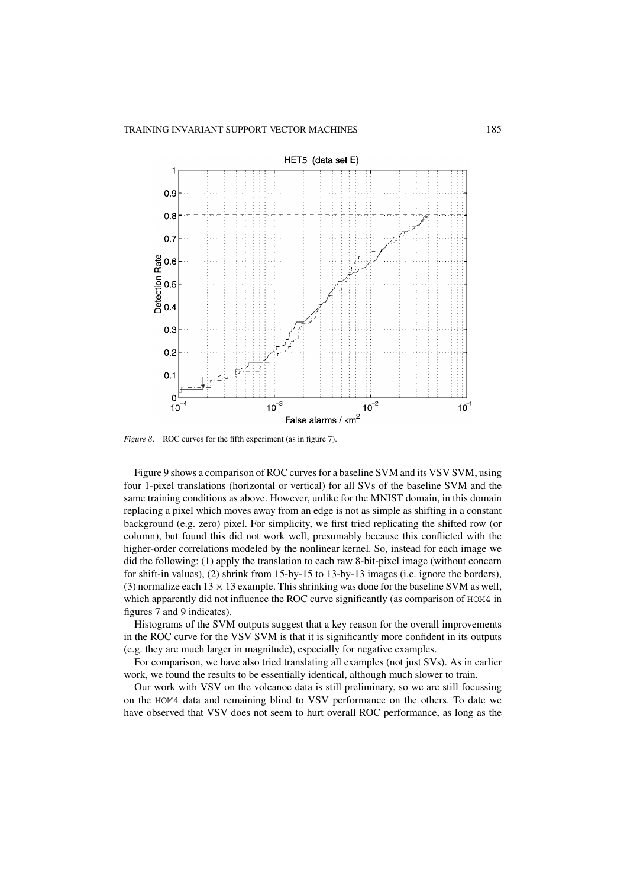*Figure 8*. ROC curves for the fifth experiment (as in figure 7).

Figure 9 shows a comparison of ROC curves for a baseline SVM and its VSV SVM, using four 1-pixel translations (horizontal or vertical) for all SVs of the baseline SVM and the same training conditions as above. However, unlike for the MNIST domain, in this domain replacing a pixel which moves away from an edge is not as simple as shifting in a constant background (e.g. zero) pixel. For simplicity, we first tried replicating the shifted row (or column), but found this did not work well, presumably because this conflicted with the higher-order correlations modeled by the nonlinear kernel. So, instead for each image we did the following: (1) apply the translation to each raw 8-bit-pixel image (without concern for shift-in values), (2) shrink from 15-by-15 to 13-by-13 images (i.e. ignore the borders), (3) normalize each $13 \times 13$ example. This shrinking was done for the baseline SVM as well, which apparently did not influence the ROC curve significantly (as comparison of HOM4 in figures 7 and 9 indicates).

Histograms of the SVM outputs suggest that a key reason for the overall improvements in the ROC curve for the VSV SVM is that it is significantly more confident in its outputs (e.g. they are much larger in magnitude), especially for negative examples.

For comparison, we have also tried translating all examples (not just SVs). As in earlier work, we found the results to be essentially identical, although much slower to train.

Our work with VSV on the volcanoe data is still preliminary, so we are still focussing on the HOM4 data and remaining blind to VSV performance on the others. To date we have observed that VSV does not seem to hurt overall ROC performance, as long as the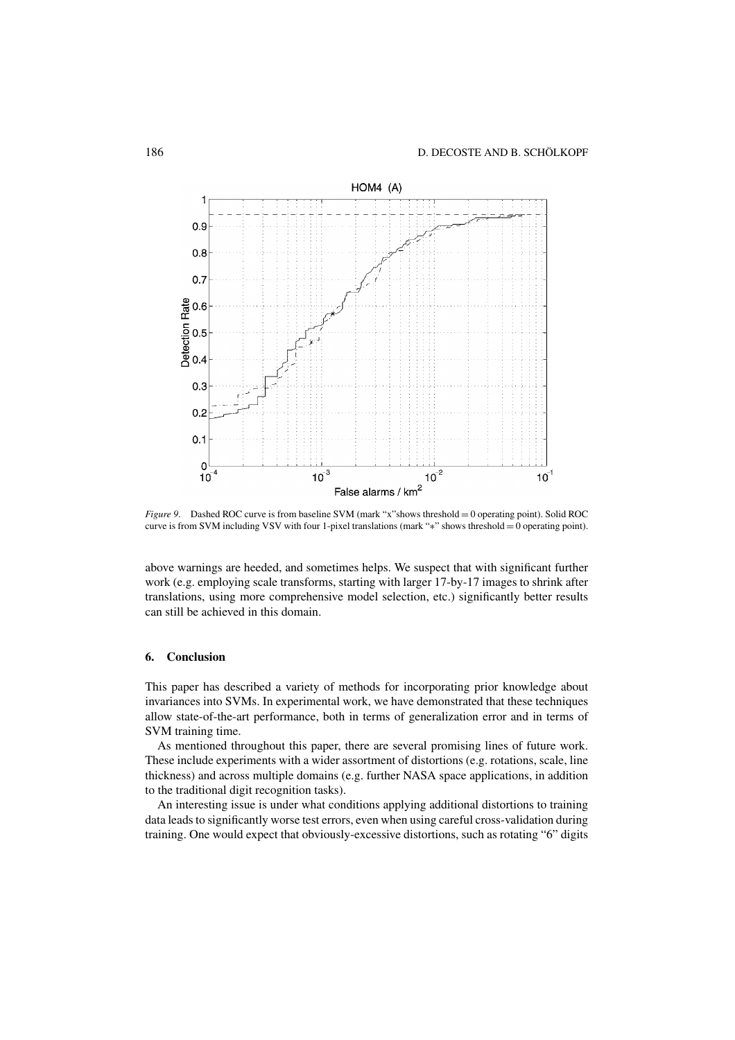*Figure 9.* Dashed ROC curve is from baseline SVM (mark "x"shows threshold = 0 operating point). Solid ROC curve is from SVM including VSV with four 1-pixel translations (mark "∗" shows threshold = 0 operating point).

above warnings are heeded, and sometimes helps. We suspect that with significant further work (e.g. employing scale transforms, starting with larger 17-by-17 images to shrink after translations, using more comprehensive model selection, etc.) significantly better results can still be achieved in this domain.

## 6. Conclusion

This paper has described a variety of methods for incorporating prior knowledge about invariances into SVMs. In experimental work, we have demonstrated that these techniques allow state-of-the-art performance, both in terms of generalization error and in terms of SVM training time.

As mentioned throughout this paper, there are several promising lines of future work. These include experiments with a wider assortment of distortions (e.g. rotations, scale, line thickness) and across multiple domains (e.g. further NASA space applications, in addition to the traditional digit recognition tasks).

An interesting issue is under what conditions applying additional distortions to training data leads to significantly worse test errors, even when using careful cross-validation during training. One would expect that obviously-excessive distortions, such as rotating "6" digits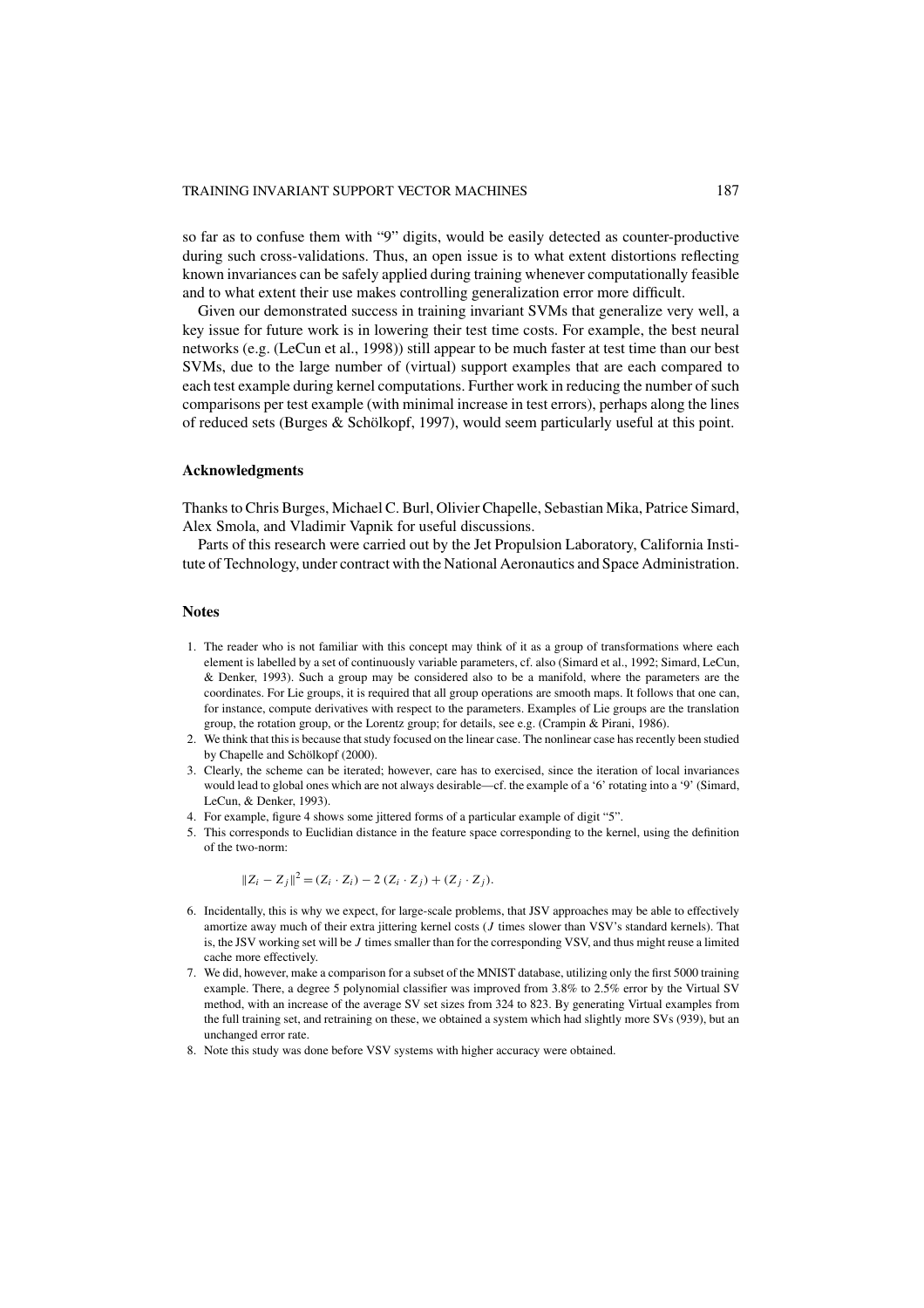so far as to confuse them with "9" digits, would be easily detected as counter-productive during such cross-validations. Thus, an open issue is to what extent distortions reflecting known invariances can be safely applied during training whenever computationally feasible and to what extent their use makes controlling generalization error more difficult.

Given our demonstrated success in training invariant SVMs that generalize very well, a key issue for future work is in lowering their test time costs. For example, the best neural networks (e.g. (LeCun et al., 1998)) still appear to be much faster at test time than our best SVMs, due to the large number of (virtual) support examples that are each compared to each test example during kernel computations. Further work in reducing the number of such comparisons per test example (with minimal increase in test errors), perhaps along the lines of reduced sets (Burges & Schölkopf, 1997), would seem particularly useful at this point.

## Acknowledgments

Thanks to Chris Burges, Michael C. Burl, Olivier Chapelle, Sebastian Mika, Patrice Simard, Alex Smola, and Vladimir Vapnik for useful discussions.

Parts of this research were carried out by the Jet Propulsion Laboratory, California Institute of Technology, under contract with the National Aeronautics and Space Administration.

## Notes

1. The reader who is not familiar with this concept may think of it as a group of transformations where each element is labelled by a set of continuously variable parameters, cf. also (Simard et al., 1992; Simard, LeCun, & Denker, 1993). Such a group may be considered also to be a manifold, where the parameters are the coordinates. For Lie groups, it is required that all group operations are smooth maps. It follows that one can, for instance, compute derivatives with respect to the parameters. Examples of Lie groups are the translation group, the rotation group, or the Lorentz group; for details, see e.g. (Crampin & Pirani, 1986).
2. We think that this is because that study focused on the linear case. The nonlinear case has recently been studied by Chapelle and Schölkopf (2000).
3. Clearly, the scheme can be iterated; however, care has to exercised, since the iteration of local invariances would lead to global ones which are not always desirable—cf. the example of a '6' rotating into a '9' (Simard, LeCun, & Denker, 1993).
4. For example, figure 4 shows some jittered forms of a particular example of digit "5".
5. This corresponds to Euclidian distance in the feature space corresponding to the kernel, using the definition of the two-norm:

$$\|Z_i - Z_j\|^2 = (Z_i \cdot Z_i) - 2\,(Z_i \cdot Z_j) + (Z_j \cdot Z_j).$$

6. Incidentally, this is why we expect, for large-scale problems, that JSV approaches may be able to effectively amortize away much of their extra jittering kernel costs ($J$ times slower than VSV's standard kernels). That is, the JSV working set will be $J$ times smaller than for the corresponding VSV, and thus might reuse a limited cache more effectively.
7. We did, however, make a comparison for a subset of the MNIST database, utilizing only the first 5000 training example. There, a degree 5 polynomial classifier was improved from 3.8% to 2.5% error by the Virtual SV method, with an increase of the average SV set sizes from 324 to 823. By generating Virtual examples from the full training set, and retraining on these, we obtained a system which had slightly more SVs (939), but an unchanged error rate.
8. Note this study was done before VSV systems with higher accuracy were obtained.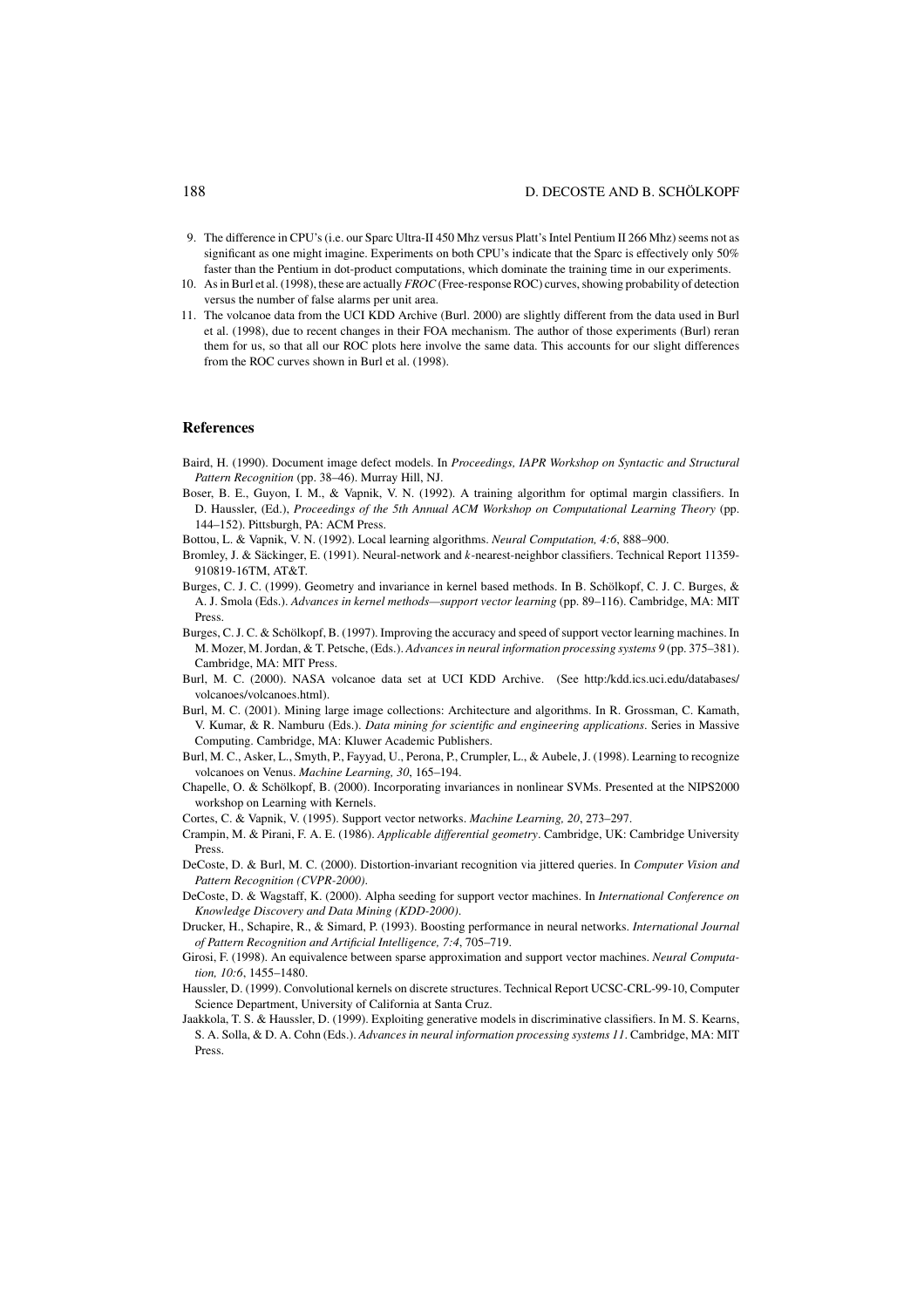9. The difference in CPU's (i.e. our Sparc Ultra-II 450 Mhz versus Platt's Intel Pentium II 266 Mhz) seems not as significant as one might imagine. Experiments on both CPU's indicate that the Sparc is effectively only 50% faster than the Pentium in dot-product computations, which dominate the training time in our experiments.
10. As in Burl et al. (1998), these are actually *FROC* (Free-response ROC) curves, showing probability of detection versus the number of false alarms per unit area.
11. The volcanoe data from the UCI KDD Archive (Burl. 2000) are slightly different from the data used in Burl et al. (1998), due to recent changes in their FOA mechanism. The author of those experiments (Burl) reran them for us, so that all our ROC plots here involve the same data. This accounts for our slight differences from the ROC curves shown in Burl et al. (1998).

## References

Baird, H. (1990). Document image defect models. In *Proceedings, IAPR Workshop on Syntactic and Structural Pattern Recognition* (pp. 38–46). Murray Hill, NJ.

Boser, B. E., Guyon, I. M., & Vapnik, V. N. (1992). A training algorithm for optimal margin classifiers. In D. Haussler, (Ed.), *Proceedings of the 5th Annual ACM Workshop on Computational Learning Theory* (pp. 144–152). Pittsburgh, PA: ACM Press.

Bottou, L. & Vapnik, V. N. (1992). Local learning algorithms. *Neural Computation, 4:6*, 888–900.

Bromley, J. & Säckinger, E. (1991). Neural-network and *k*-nearest-neighbor classifiers. Technical Report 11359-910819-16TM, AT&T.

Burges, C. J. C. (1999). Geometry and invariance in kernel based methods. In B. Schölkopf, C. J. C. Burges, & A. J. Smola (Eds.). *Advances in kernel methods—support vector learning* (pp. 89–116). Cambridge, MA: MIT Press.

Burges, C. J. C. & Schölkopf, B. (1997). Improving the accuracy and speed of support vector learning machines. In M. Mozer, M. Jordan, & T. Petsche, (Eds.). *Advances in neural information processing systems 9* (pp. 375–381). Cambridge, MA: MIT Press.

Burl, M. C. (2000). NASA volcanoe data set at UCI KDD Archive. (See http:/kdd.ics.uci.edu/databases/volcanoes/volcanoes.html).

Burl, M. C. (2001). Mining large image collections: Architecture and algorithms. In R. Grossman, C. Kamath, V. Kumar, & R. Namburu (Eds.). *Data mining for scientific and engineering applications*. Series in Massive Computing. Cambridge, MA: Kluwer Academic Publishers.

Burl, M. C., Asker, L., Smyth, P., Fayyad, U., Perona, P., Crumpler, L., & Aubele, J. (1998). Learning to recognize volcanoes on Venus. *Machine Learning, 30*, 165–194.

Chapelle, O. & Schölkopf, B. (2000). Incorporating invariances in nonlinear SVMs. Presented at the NIPS2000 workshop on Learning with Kernels.

Cortes, C. & Vapnik, V. (1995). Support vector networks. *Machine Learning, 20*, 273–297.

Crampin, M. & Pirani, F. A. E. (1986). *Applicable differential geometry*. Cambridge, UK: Cambridge University Press.

DeCoste, D. & Burl, M. C. (2000). Distortion-invariant recognition via jittered queries. In *Computer Vision and Pattern Recognition (CVPR-2000)*.

DeCoste, D. & Wagstaff, K. (2000). Alpha seeding for support vector machines. In *International Conference on Knowledge Discovery and Data Mining (KDD-2000)*.

Drucker, H., Schapire, R., & Simard, P. (1993). Boosting performance in neural networks. *International Journal of Pattern Recognition and Artificial Intelligence, 7:4*, 705–719.

Girosi, F. (1998). An equivalence between sparse approximation and support vector machines. *Neural Computation, 10:6*, 1455–1480.

Haussler, D. (1999). Convolutional kernels on discrete structures. Technical Report UCSC-CRL-99-10, Computer Science Department, University of California at Santa Cruz.

Jaakkola, T. S. & Haussler, D. (1999). Exploiting generative models in discriminative classifiers. In M. S. Kearns, S. A. Solla, & D. A. Cohn (Eds.). *Advances in neural information processing systems 11*. Cambridge, MA: MIT Press.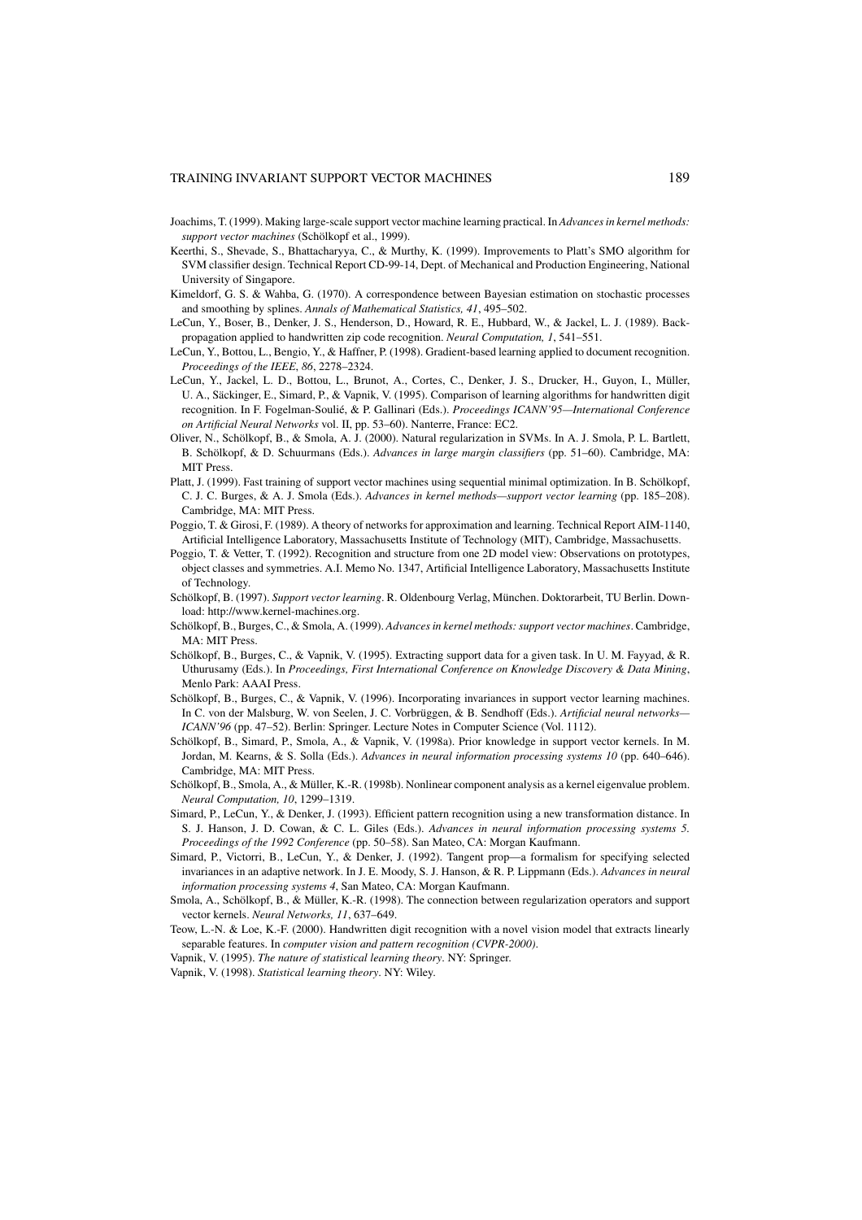Joachims, T. (1999). Making large-scale support vector machine learning practical. In *Advances in kernel methods: support vector machines* (Schölkopf et al., 1999).

Keerthi, S., Shevade, S., Bhattacharyya, C., & Murthy, K. (1999). Improvements to Platt's SMO algorithm for SVM classifier design. Technical Report CD-99-14, Dept. of Mechanical and Production Engineering, National University of Singapore.

Kimeldorf, G. S. & Wahba, G. (1970). A correspondence between Bayesian estimation on stochastic processes and smoothing by splines. *Annals of Mathematical Statistics, 41*, 495–502.

LeCun, Y., Boser, B., Denker, J. S., Henderson, D., Howard, R. E., Hubbard, W., & Jackel, L. J. (1989). Backpropagation applied to handwritten zip code recognition. *Neural Computation, 1*, 541–551.

LeCun, Y., Bottou, L., Bengio, Y., & Haffner, P. (1998). Gradient-based learning applied to document recognition. *Proceedings of the IEEE, 86*, 2278–2324.

LeCun, Y., Jackel, L. D., Bottou, L., Brunot, A., Cortes, C., Denker, J. S., Drucker, H., Guyon, I., Müller, U. A., Säckinger, E., Simard, P., & Vapnik, V. (1995). Comparison of learning algorithms for handwritten digit recognition. In F. Fogelman-Soulié, & P. Gallinari (Eds.). *Proceedings ICANN'95—International Conference on Artificial Neural Networks* vol. II, pp. 53–60). Nanterre, France: EC2.

Oliver, N., Schölkopf, B., & Smola, A. J. (2000). Natural regularization in SVMs. In A. J. Smola, P. L. Bartlett, B. Schölkopf, & D. Schuurmans (Eds.). *Advances in large margin classifiers* (pp. 51–60). Cambridge, MA: MIT Press.

Platt, J. (1999). Fast training of support vector machines using sequential minimal optimization. In B. Schölkopf, C. J. C. Burges, & A. J. Smola (Eds.). *Advances in kernel methods—support vector learning* (pp. 185–208). Cambridge, MA: MIT Press.

Poggio, T. & Girosi, F. (1989). A theory of networks for approximation and learning. Technical Report AIM-1140, Artificial Intelligence Laboratory, Massachusetts Institute of Technology (MIT), Cambridge, Massachusetts.

Poggio, T. & Vetter, T. (1992). Recognition and structure from one 2D model view: Observations on prototypes, object classes and symmetries. A.I. Memo No. 1347, Artificial Intelligence Laboratory, Massachusetts Institute of Technology.

Schölkopf, B. (1997). *Support vector learning*. R. Oldenbourg Verlag, München. Doktorarbeit, TU Berlin. Download: http://www.kernel-machines.org.

Schölkopf, B., Burges, C., & Smola, A. (1999). *Advances in kernel methods: support vector machines*. Cambridge, MA: MIT Press.

Schölkopf, B., Burges, C., & Vapnik, V. (1995). Extracting support data for a given task. In U. M. Fayyad, & R. Uthurusamy (Eds.). In *Proceedings, First International Conference on Knowledge Discovery & Data Mining*, Menlo Park: AAAI Press.

Schölkopf, B., Burges, C., & Vapnik, V. (1996). Incorporating invariances in support vector learning machines. In C. von der Malsburg, W. von Seelen, J. C. Vorbrüggen, & B. Sendhoff (Eds.). *Artificial neural networks—ICANN'96* (pp. 47–52). Berlin: Springer. Lecture Notes in Computer Science (Vol. 1112).

Schölkopf, B., Simard, P., Smola, A., & Vapnik, V. (1998a). Prior knowledge in support vector kernels. In M. Jordan, M. Kearns, & S. Solla (Eds.). *Advances in neural information processing systems 10* (pp. 640–646). Cambridge, MA: MIT Press.

Schölkopf, B., Smola, A., & Müller, K.-R. (1998b). Nonlinear component analysis as a kernel eigenvalue problem. *Neural Computation, 10*, 1299–1319.

Simard, P., LeCun, Y., & Denker, J. (1993). Efficient pattern recognition using a new transformation distance. In S. J. Hanson, J. D. Cowan, & C. L. Giles (Eds.). *Advances in neural information processing systems 5. Proceedings of the 1992 Conference* (pp. 50–58). San Mateo, CA: Morgan Kaufmann.

Simard, P., Victorri, B., LeCun, Y., & Denker, J. (1992). Tangent prop—a formalism for specifying selected invariances in an adaptive network. In J. E. Moody, S. J. Hanson, & R. P. Lippmann (Eds.). *Advances in neural information processing systems 4*, San Mateo, CA: Morgan Kaufmann.

Smola, A., Schölkopf, B., & Müller, K.-R. (1998). The connection between regularization operators and support vector kernels. *Neural Networks, 11*, 637–649.

Teow, L.-N. & Loe, K.-F. (2000). Handwritten digit recognition with a novel vision model that extracts linearly separable features. In *computer vision and pattern recognition (CVPR-2000)*.

Vapnik, V. (1995). *The nature of statistical learning theory*. NY: Springer.

Vapnik, V. (1998). *Statistical learning theory*. NY: Wiley.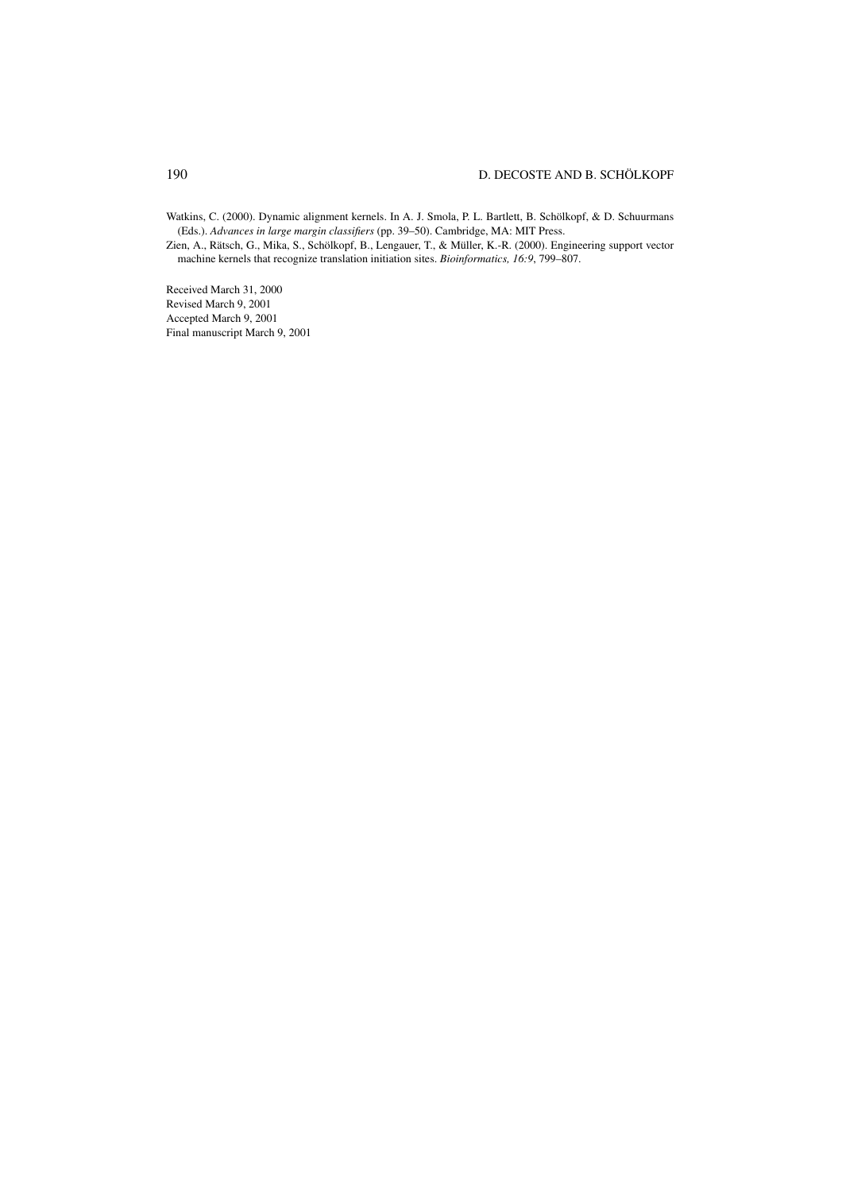Watkins, C. (2000). Dynamic alignment kernels. In A. J. Smola, P. L. Bartlett, B. Schölkopf, & D. Schuurmans (Eds.). *Advances in large margin classifiers* (pp. 39–50). Cambridge, MA: MIT Press.

Zien, A., Rätsch, G., Mika, S., Schölkopf, B., Lengauer, T., & Müller, K.-R. (2000). Engineering support vector machine kernels that recognize translation initiation sites. *Bioinformatics, 16:9*, 799–807.

Received March 31, 2000
Revised March 9, 2001
Accepted March 9, 2001
Final manuscript March 9, 2001